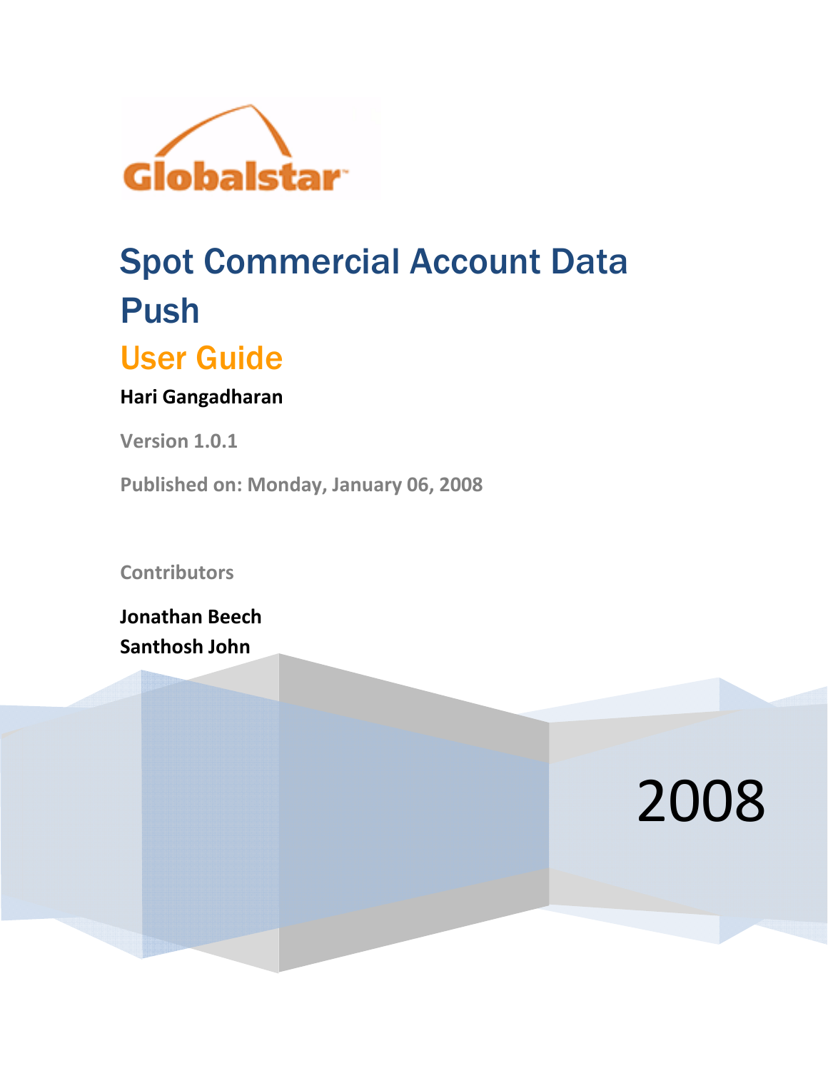Globalstar

# Spot Commercial Account Data Push

## User Guide

**Hari Gangadharan**

Version 1.0.1

Published on: Monday, January 06, 2008

Contributors

**Jonathan Beech**
**Santhosh John**

2008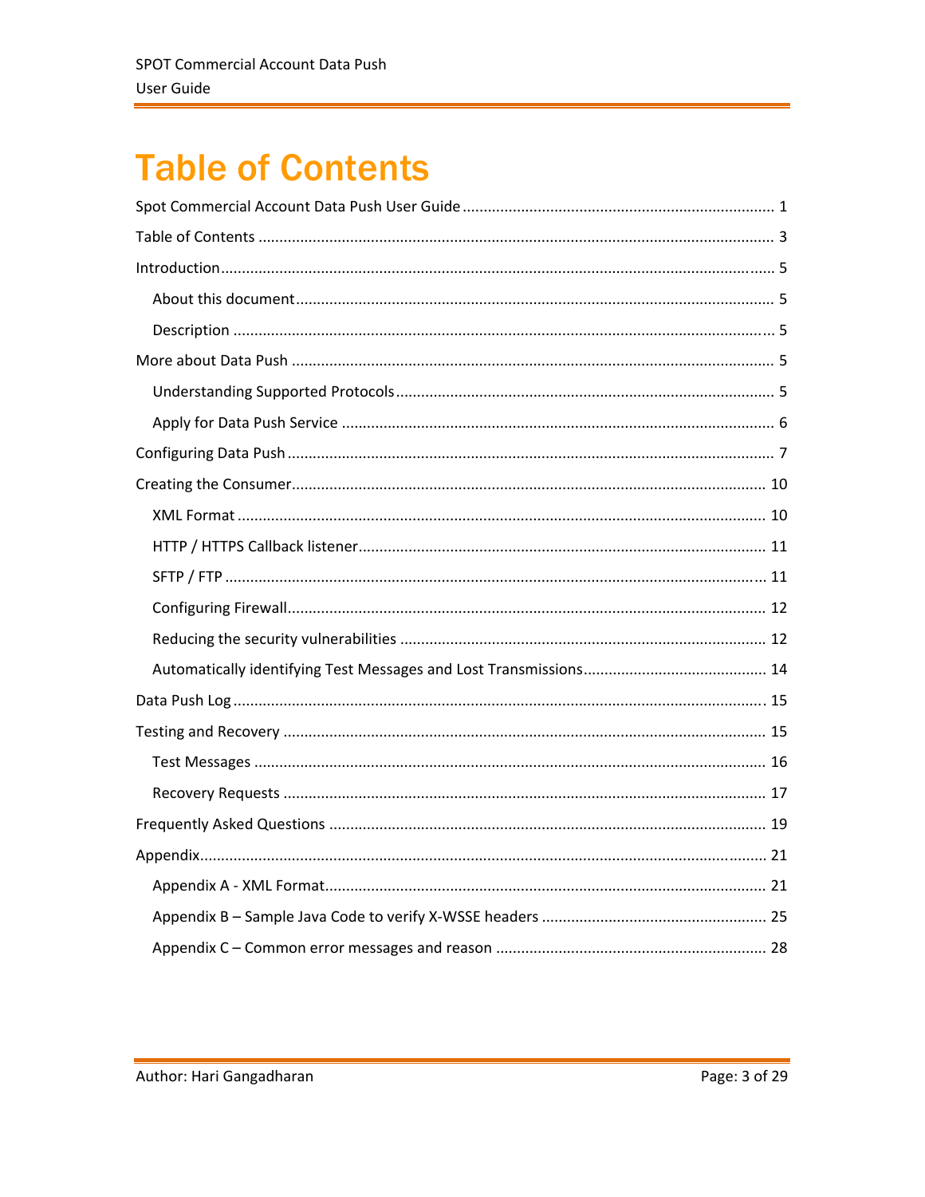# Table of Contents

Spot Commercial Account Data Push User Guide ........................................................................ 1

Table of Contents ........................................................................................................................ 3

Introduction ................................................................................................................................. 5

- About this document ............................................................................................................. 5
- Description ............................................................................................................................. 5

More about Data Push ................................................................................................................ 5

- Understanding Supported Protocols ...................................................................................... 5
- Apply for Data Push Service .................................................................................................. 6

Configuring Data Push ................................................................................................................. 7

Creating the Consumer ............................................................................................................... 10

- XML Format .......................................................................................................................... 10
- HTTP / HTTPS Callback listener ............................................................................................ 11
- SFTP / FTP ............................................................................................................................. 11
- Configuring Firewall .............................................................................................................. 12
- Reducing the security vulnerabilities .................................................................................... 12
- Automatically identifying Test Messages and Lost Transmissions ......................................... 14

Data Push Log ............................................................................................................................. 15

Testing and Recovery .................................................................................................................. 15

- Test Messages ....................................................................................................................... 16
- Recovery Requests ................................................................................................................ 17

Frequently Asked Questions ....................................................................................................... 19

Appendix ..................................................................................................................................... 21

- Appendix A - XML Format ..................................................................................................... 21
- Appendix B – Sample Java Code to verify X-WSSE headers .................................................. 25
- Appendix C – Common error messages and reason ............................................................. 28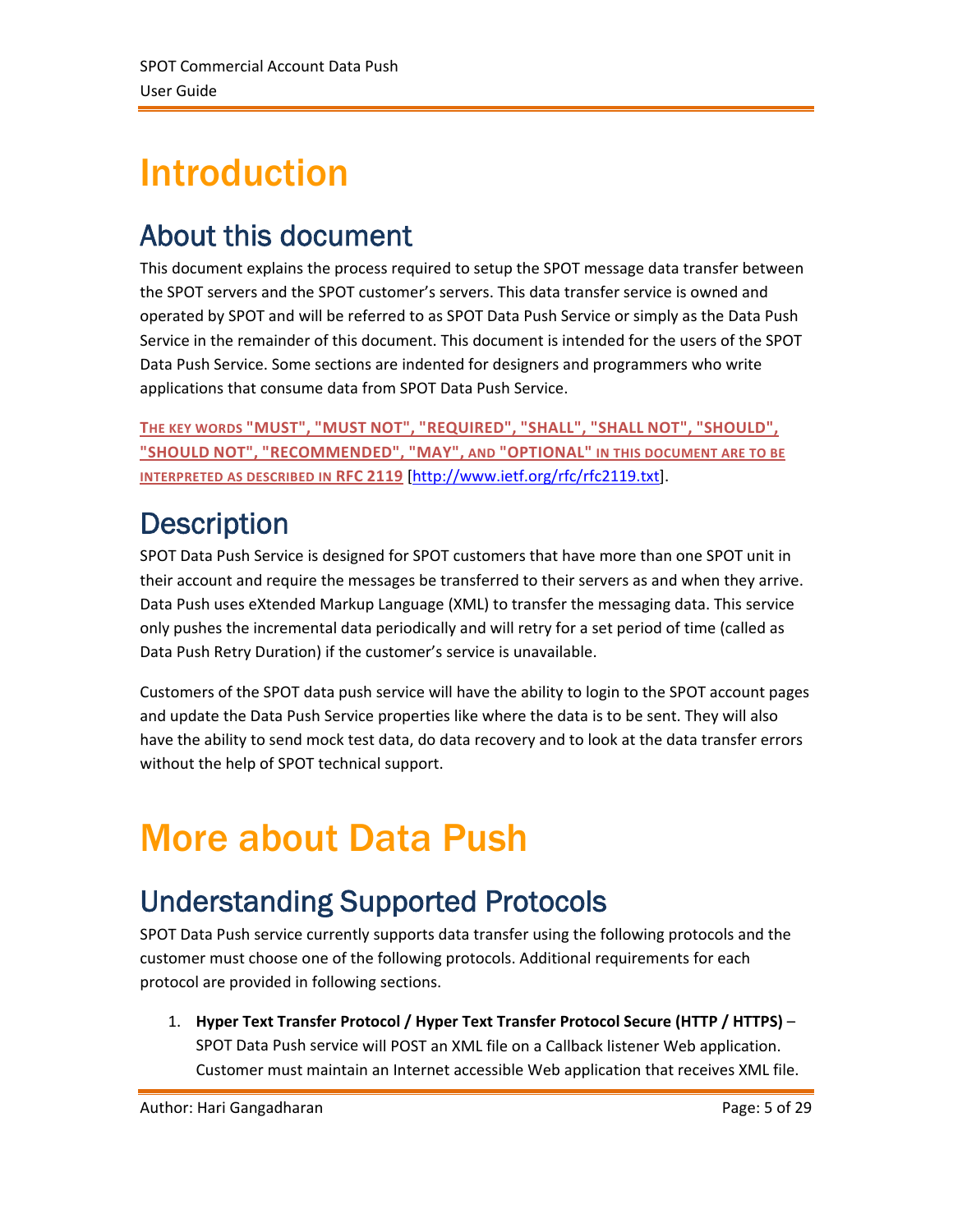# Introduction

## About this document

This document explains the process required to setup the SPOT message data transfer between the SPOT servers and the SPOT customer's servers. This data transfer service is owned and operated by SPOT and will be referred to as SPOT Data Push Service or simply as the Data Push Service in the remainder of this document. This document is intended for the users of the SPOT Data Push Service. Some sections are indented for designers and programmers who write applications that consume data from SPOT Data Push Service.

THE KEY WORDS "MUST", "MUST NOT", "REQUIRED", "SHALL", "SHALL NOT", "SHOULD", "SHOULD NOT", "RECOMMENDED", "MAY", AND "OPTIONAL" IN THIS DOCUMENT ARE TO BE INTERPRETED AS DESCRIBED IN RFC 2119 [http://www.ietf.org/rfc/rfc2119.txt].

## Description

SPOT Data Push Service is designed for SPOT customers that have more than one SPOT unit in their account and require the messages be transferred to their servers as and when they arrive. Data Push uses eXtended Markup Language (XML) to transfer the messaging data. This service only pushes the incremental data periodically and will retry for a set period of time (called as Data Push Retry Duration) if the customer's service is unavailable.

Customers of the SPOT data push service will have the ability to login to the SPOT account pages and update the Data Push Service properties like where the data is to be sent. They will also have the ability to send mock test data, do data recovery and to look at the data transfer errors without the help of SPOT technical support.

# More about Data Push

## Understanding Supported Protocols

SPOT Data Push service currently supports data transfer using the following protocols and the customer must choose one of the following protocols. Additional requirements for each protocol are provided in following sections.

1. **Hyper Text Transfer Protocol / Hyper Text Transfer Protocol Secure (HTTP / HTTPS)** – SPOT Data Push service will POST an XML file on a Callback listener Web application. Customer must maintain an Internet accessible Web application that receives XML file.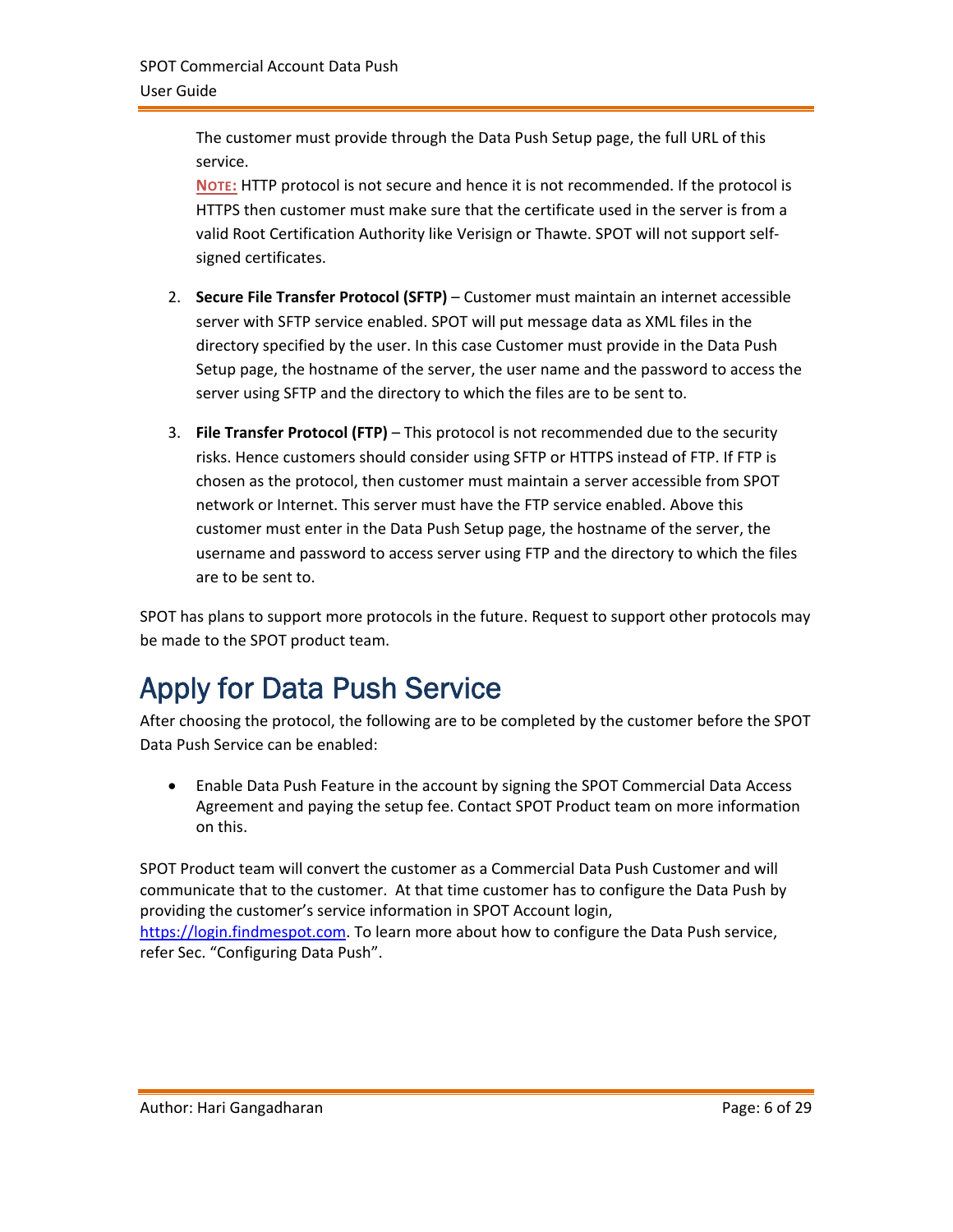The customer must provide through the Data Push Setup page, the full URL of this service.

**NOTE:** HTTP protocol is not secure and hence it is not recommended. If the protocol is HTTPS then customer must make sure that the certificate used in the server is from a valid Root Certification Authority like Verisign or Thawte. SPOT will not support self-signed certificates.

2. **Secure File Transfer Protocol (SFTP)** – Customer must maintain an internet accessible server with SFTP service enabled. SPOT will put message data as XML files in the directory specified by the user. In this case Customer must provide in the Data Push Setup page, the hostname of the server, the user name and the password to access the server using SFTP and the directory to which the files are to be sent to.

3. **File Transfer Protocol (FTP)** – This protocol is not recommended due to the security risks. Hence customers should consider using SFTP or HTTPS instead of FTP. If FTP is chosen as the protocol, then customer must maintain a server accessible from SPOT network or Internet. This server must have the FTP service enabled. Above this customer must enter in the Data Push Setup page, the hostname of the server, the username and password to access server using FTP and the directory to which the files are to be sent to.

SPOT has plans to support more protocols in the future. Request to support other protocols may be made to the SPOT product team.

# Apply for Data Push Service

After choosing the protocol, the following are to be completed by the customer before the SPOT Data Push Service can be enabled:

- Enable Data Push Feature in the account by signing the SPOT Commercial Data Access Agreement and paying the setup fee. Contact SPOT Product team on more information on this.

SPOT Product team will convert the customer as a Commercial Data Push Customer and will communicate that to the customer. At that time customer has to configure the Data Push by providing the customer's service information in SPOT Account login, https://login.findmespot.com. To learn more about how to configure the Data Push service, refer Sec. "Configuring Data Push".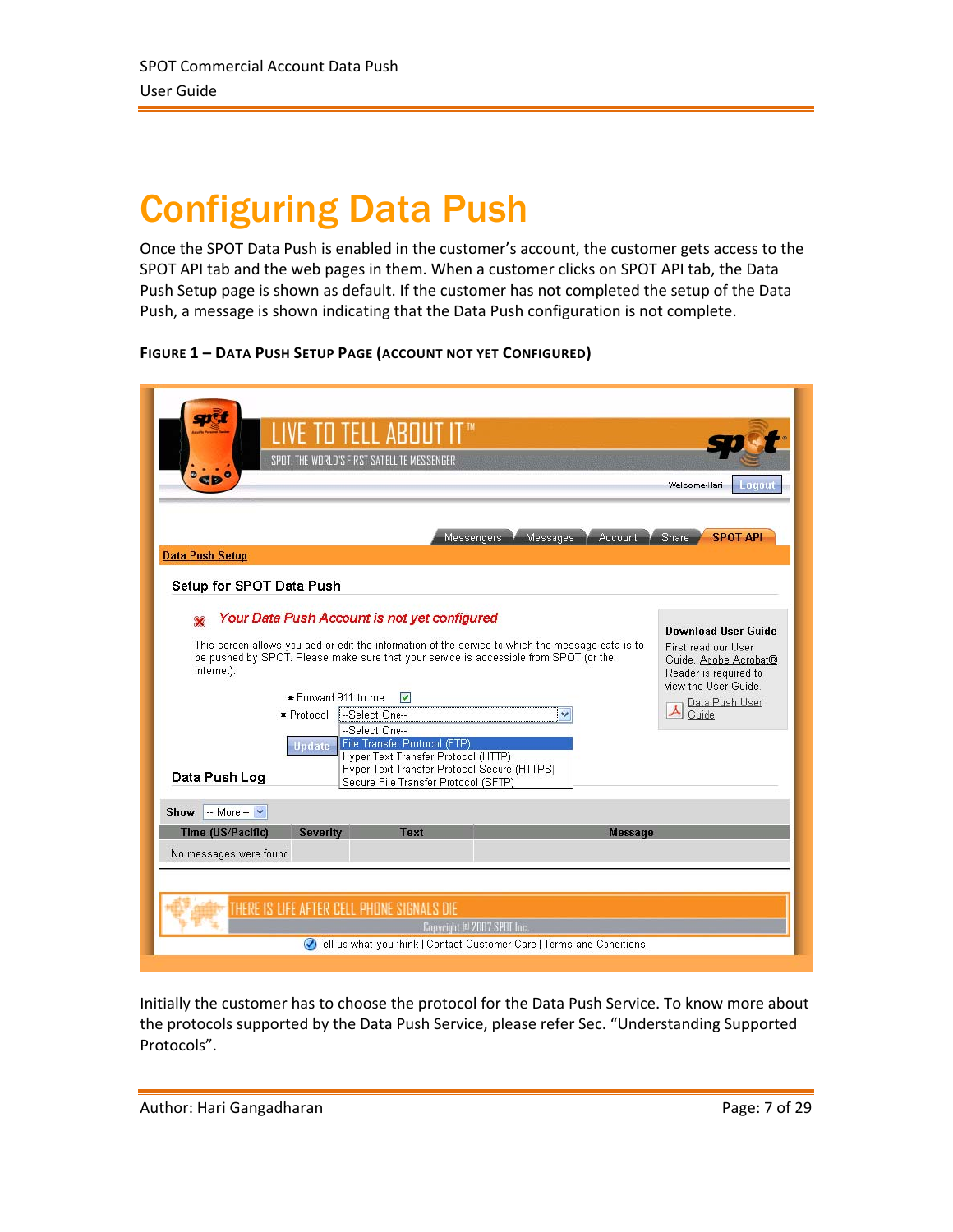# Configuring Data Push

Once the SPOT Data Push is enabled in the customer's account, the customer gets access to the SPOT API tab and the web pages in them. When a customer clicks on SPOT API tab, the Data Push Setup page is shown as default. If the customer has not completed the setup of the Data Push, a message is shown indicating that the Data Push configuration is not complete.

**FIGURE 1 – DATA PUSH SETUP PAGE (ACCOUNT NOT YET CONFIGURED)**

Initially the customer has to choose the protocol for the Data Push Service. To know more about the protocols supported by the Data Push Service, please refer Sec. "Understanding Supported Protocols".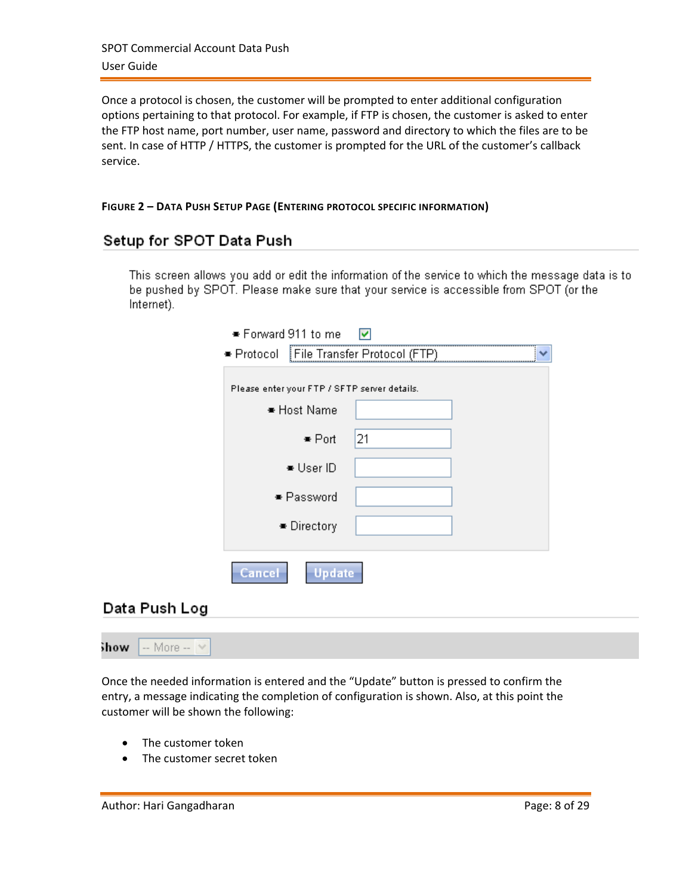Once a protocol is chosen, the customer will be prompted to enter additional configuration options pertaining to that protocol. For example, if FTP is chosen, the customer is asked to enter the FTP host name, port number, user name, password and directory to which the files are to be sent. In case of HTTP / HTTPS, the customer is prompted for the URL of the customer's callback service.

**FIGURE 2 – DATA PUSH SETUP PAGE (ENTERING PROTOCOL SPECIFIC INFORMATION)**

## Setup for SPOT Data Push

This screen allows you add or edit the information of the service to which the message data is to be pushed by SPOT. Please make sure that your service is accessible from SPOT (or the Internet).

* Forward 911 to me ☑
* Protocol: File Transfer Protocol (FTP)

Please enter your FTP / SFTP server details.

* Host Name
* Port: 21
* User ID
* Password
* Directory

Cancel | Update

## Data Push Log

Show -- More --

Once the needed information is entered and the "Update" button is pressed to confirm the entry, a message indicating the completion of configuration is shown. Also, at this point the customer will be shown the following:

- The customer token
- The customer secret token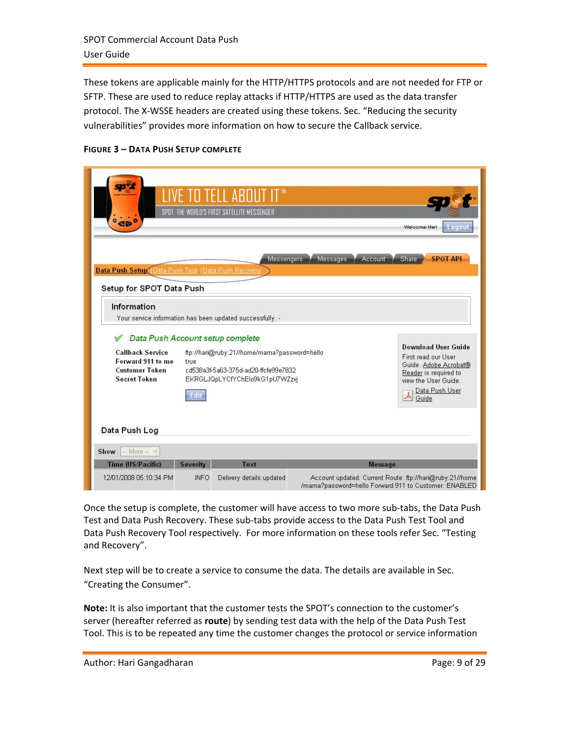These tokens are applicable mainly for the HTTP/HTTPS protocols and are not needed for FTP or SFTP. These are used to reduce replay attacks if HTTP/HTTPS are used as the data transfer protocol. The X-WSSE headers are created using these tokens. Sec. "Reducing the security vulnerabilities" provides more information on how to secure the Callback service.

**FIGURE 3 – DATA PUSH SETUP COMPLETE**

Once the setup is complete, the customer will have access to two more sub-tabs, the Data Push Test and Data Push Recovery. These sub-tabs provide access to the Data Push Test Tool and Data Push Recovery Tool respectively. For more information on these tools refer Sec. "Testing and Recovery".

Next step will be to create a service to consume the data. The details are available in Sec. "Creating the Consumer".

**Note:** It is also important that the customer tests the SPOT's connection to the customer's server (hereafter referred as **route**) by sending test data with the help of the Data Push Test Tool. This is to be repeated any time the customer changes the protocol or service information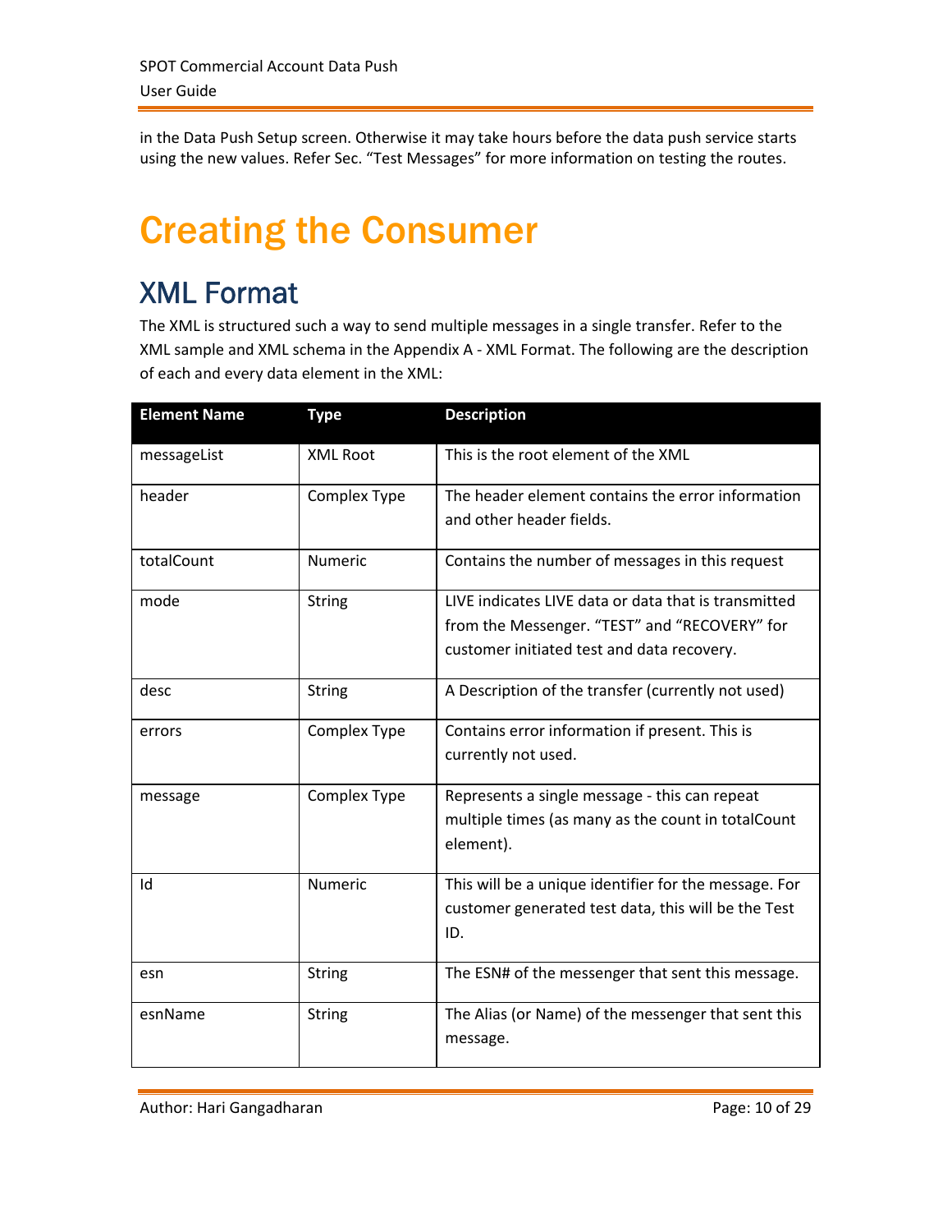in the Data Push Setup screen. Otherwise it may take hours before the data push service starts using the new values. Refer Sec. “Test Messages” for more information on testing the routes.

# Creating the Consumer

## XML Format

The XML is structured such a way to send multiple messages in a single transfer. Refer to the XML sample and XML schema in the Appendix A - XML Format. The following are the description of each and every data element in the XML:

| Element Name | Type | Description |
|---|---|---|
| messageList | XML Root | This is the root element of the XML |
| header | Complex Type | The header element contains the error information and other header fields. |
| totalCount | Numeric | Contains the number of messages in this request |
| mode | String | LIVE indicates LIVE data or data that is transmitted from the Messenger. “TEST” and “RECOVERY” for customer initiated test and data recovery. |
| desc | String | A Description of the transfer (currently not used) |
| errors | Complex Type | Contains error information if present. This is currently not used. |
| message | Complex Type | Represents a single message - this can repeat multiple times (as many as the count in totalCount element). |
| Id | Numeric | This will be a unique identifier for the message. For customer generated test data, this will be the Test ID. |
| esn | String | The ESN# of the messenger that sent this message. |
| esnName | String | The Alias (or Name) of the messenger that sent this message. |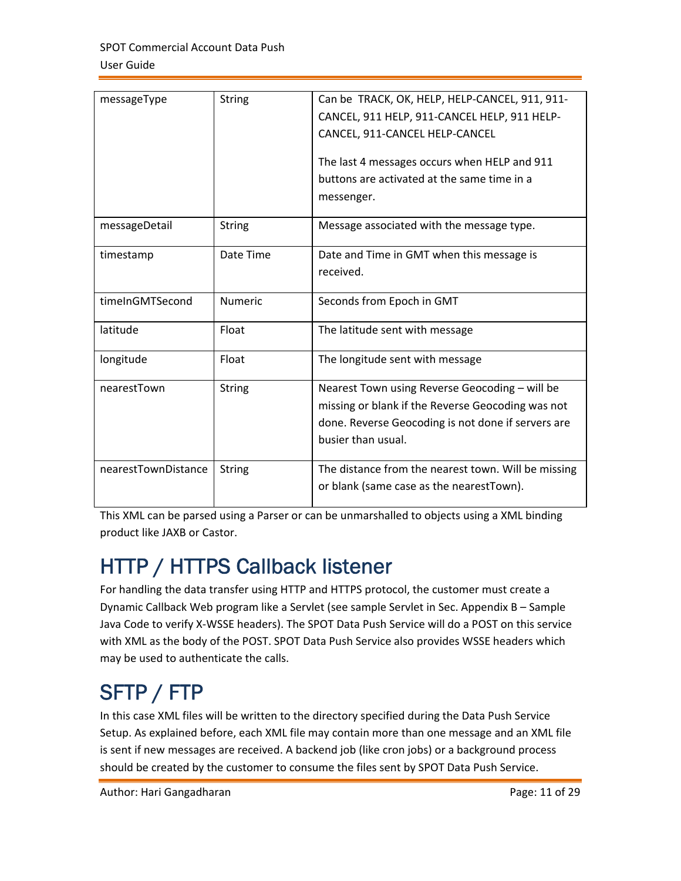| | | |
|---|---|---|
| messageType | String | Can be TRACK, OK, HELP, HELP-CANCEL, 911, 911-CANCEL, 911 HELP, 911-CANCEL HELP, 911 HELP-CANCEL, 911-CANCEL HELP-CANCEL<br><br>The last 4 messages occurs when HELP and 911 buttons are activated at the same time in a messenger. |
| messageDetail | String | Message associated with the message type. |
| timestamp | Date Time | Date and Time in GMT when this message is received. |
| timeInGMTSecond | Numeric | Seconds from Epoch in GMT |
| latitude | Float | The latitude sent with message |
| longitude | Float | The longitude sent with message |
| nearestTown | String | Nearest Town using Reverse Geocoding – will be missing or blank if the Reverse Geocoding was not done. Reverse Geocoding is not done if servers are busier than usual. |
| nearestTownDistance | String | The distance from the nearest town. Will be missing or blank (same case as the nearestTown). |

This XML can be parsed using a Parser or can be unmarshalled to objects using a XML binding product like JAXB or Castor.

# HTTP / HTTPS Callback listener

For handling the data transfer using HTTP and HTTPS protocol, the customer must create a Dynamic Callback Web program like a Servlet (see sample Servlet in Sec. Appendix B – Sample Java Code to verify X-WSSE headers). The SPOT Data Push Service will do a POST on this service with XML as the body of the POST. SPOT Data Push Service also provides WSSE headers which may be used to authenticate the calls.

# SFTP / FTP

In this case XML files will be written to the directory specified during the Data Push Service Setup. As explained before, each XML file may contain more than one message and an XML file is sent if new messages are received. A backend job (like cron jobs) or a background process should be created by the customer to consume the files sent by SPOT Data Push Service.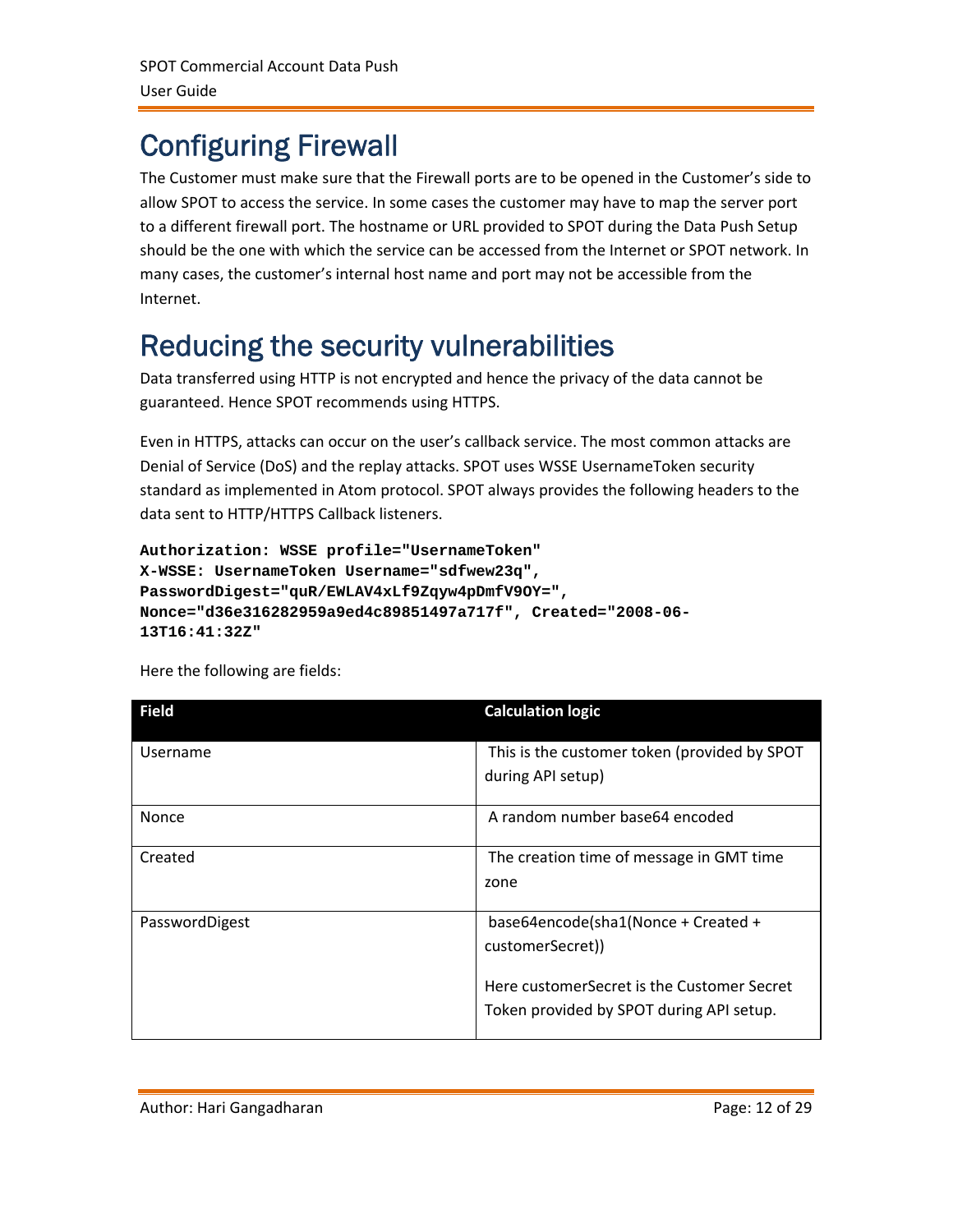# Configuring Firewall

The Customer must make sure that the Firewall ports are to be opened in the Customer's side to allow SPOT to access the service. In some cases the customer may have to map the server port to a different firewall port. The hostname or URL provided to SPOT during the Data Push Setup should be the one with which the service can be accessed from the Internet or SPOT network. In many cases, the customer's internal host name and port may not be accessible from the Internet.

# Reducing the security vulnerabilities

Data transferred using HTTP is not encrypted and hence the privacy of the data cannot be guaranteed. Hence SPOT recommends using HTTPS.

Even in HTTPS, attacks can occur on the user's callback service. The most common attacks are Denial of Service (DoS) and the replay attacks. SPOT uses WSSE UsernameToken security standard as implemented in Atom protocol. SPOT always provides the following headers to the data sent to HTTP/HTTPS Callback listeners.

```
Authorization: WSSE profile="UsernameToken"
X-WSSE: UsernameToken Username="sdfwew23q",
PasswordDigest="quR/EWLAV4xLf9Zqyw4pDmfV9OY=",
Nonce="d36e316282959a9ed4c89851497a717f", Created="2008-06-
13T16:41:32Z"
```

Here the following are fields:

| Field | Calculation logic |
|---|---|
| Username | This is the customer token (provided by SPOT during API setup) |
| Nonce | A random number base64 encoded |
| Created | The creation time of message in GMT time zone |
| PasswordDigest | base64encode(sha1(Nonce + Created + customerSecret))<br><br>Here customerSecret is the Customer Secret Token provided by SPOT during API setup. |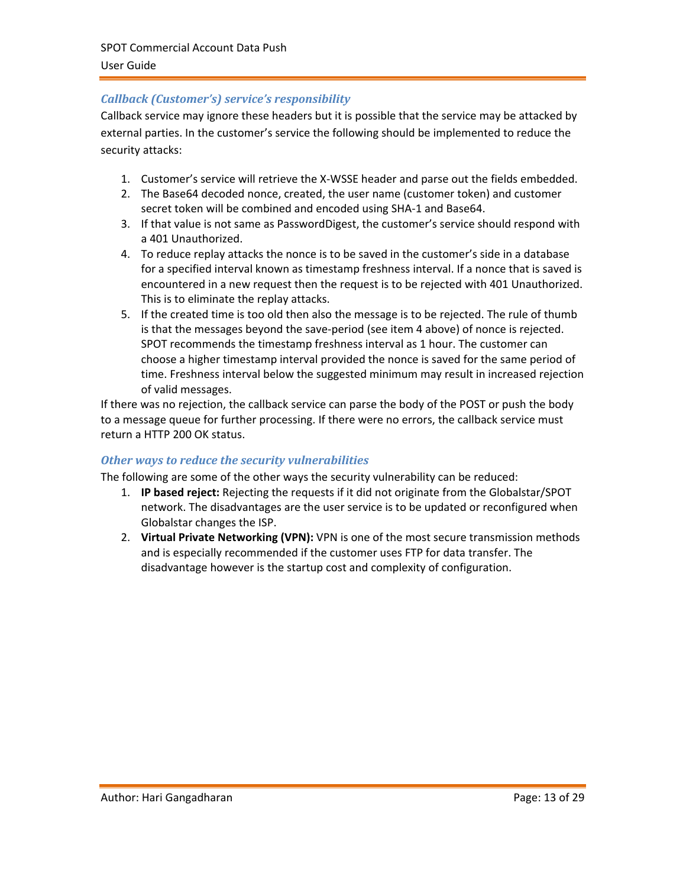### *Callback (Customer's) service's responsibility*

Callback service may ignore these headers but it is possible that the service may be attacked by external parties. In the customer's service the following should be implemented to reduce the security attacks:

1. Customer's service will retrieve the X-WSSE header and parse out the fields embedded.
2. The Base64 decoded nonce, created, the user name (customer token) and customer secret token will be combined and encoded using SHA-1 and Base64.
3. If that value is not same as PasswordDigest, the customer's service should respond with a 401 Unauthorized.
4. To reduce replay attacks the nonce is to be saved in the customer's side in a database for a specified interval known as timestamp freshness interval. If a nonce that is saved is encountered in a new request then the request is to be rejected with 401 Unauthorized. This is to eliminate the replay attacks.
5. If the created time is too old then also the message is to be rejected. The rule of thumb is that the messages beyond the save-period (see item 4 above) of nonce is rejected. SPOT recommends the timestamp freshness interval as 1 hour. The customer can choose a higher timestamp interval provided the nonce is saved for the same period of time. Freshness interval below the suggested minimum may result in increased rejection of valid messages.

If there was no rejection, the callback service can parse the body of the POST or push the body to a message queue for further processing. If there were no errors, the callback service must return a HTTP 200 OK status.

### *Other ways to reduce the security vulnerabilities*

The following are some of the other ways the security vulnerability can be reduced:

1. **IP based reject:** Rejecting the requests if it did not originate from the Globalstar/SPOT network. The disadvantages are the user service is to be updated or reconfigured when Globalstar changes the ISP.
2. **Virtual Private Networking (VPN):** VPN is one of the most secure transmission methods and is especially recommended if the customer uses FTP for data transfer. The disadvantage however is the startup cost and complexity of configuration.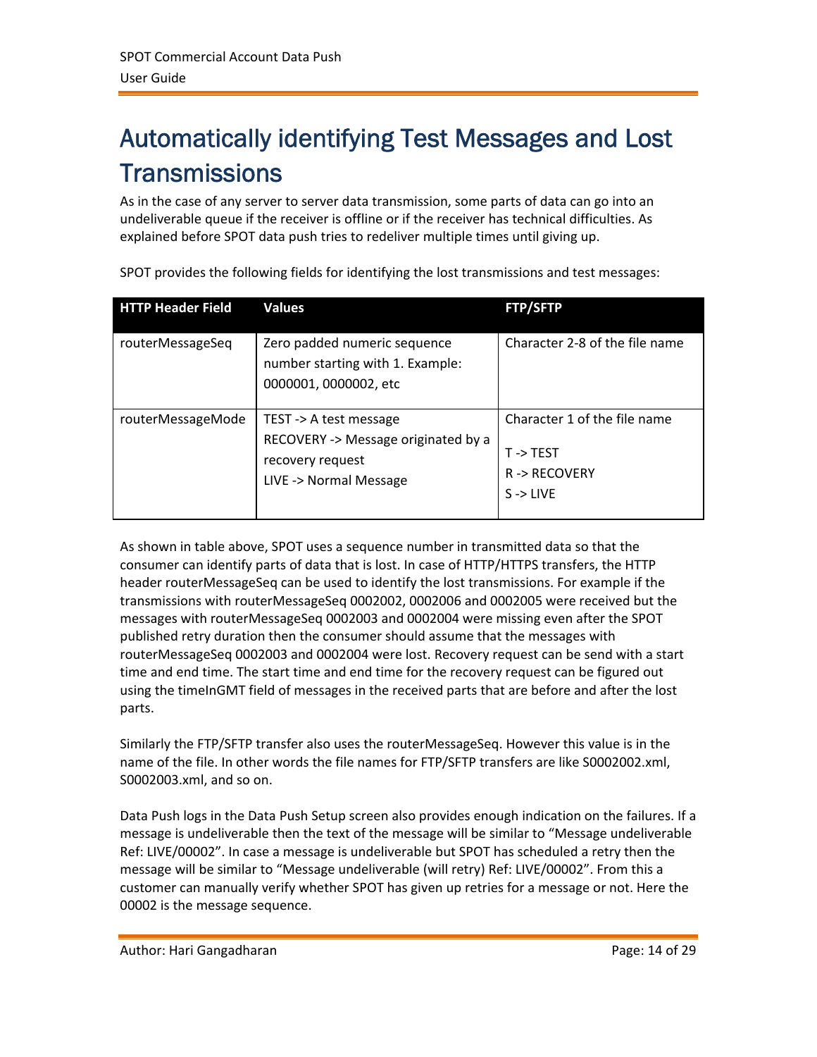# Automatically identifying Test Messages and Lost Transmissions

As in the case of any server to server data transmission, some parts of data can go into an undeliverable queue if the receiver is offline or if the receiver has technical difficulties. As explained before SPOT data push tries to redeliver multiple times until giving up.

SPOT provides the following fields for identifying the lost transmissions and test messages:

| HTTP Header Field | Values | FTP/SFTP |
|---|---|---|
| routerMessageSeq | Zero padded numeric sequence number starting with 1. Example: 0000001, 0000002, etc | Character 2-8 of the file name |
| routerMessageMode | TEST -> A test message<br>RECOVERY -> Message originated by a recovery request<br>LIVE -> Normal Message | Character 1 of the file name<br>T -> TEST<br>R -> RECOVERY<br>S -> LIVE |

As shown in table above, SPOT uses a sequence number in transmitted data so that the consumer can identify parts of data that is lost. In case of HTTP/HTTPS transfers, the HTTP header routerMessageSeq can be used to identify the lost transmissions. For example if the transmissions with routerMessageSeq 0002002, 0002006 and 0002005 were received but the messages with routerMessageSeq 0002003 and 0002004 were missing even after the SPOT published retry duration then the consumer should assume that the messages with routerMessageSeq 0002003 and 0002004 were lost. Recovery request can be send with a start time and end time. The start time and end time for the recovery request can be figured out using the timeInGMT field of messages in the received parts that are before and after the lost parts.

Similarly the FTP/SFTP transfer also uses the routerMessageSeq. However this value is in the name of the file. In other words the file names for FTP/SFTP transfers are like S0002002.xml, S0002003.xml, and so on.

Data Push logs in the Data Push Setup screen also provides enough indication on the failures. If a message is undeliverable then the text of the message will be similar to "Message undeliverable Ref: LIVE/00002". In case a message is undeliverable but SPOT has scheduled a retry then the message will be similar to "Message undeliverable (will retry) Ref: LIVE/00002". From this a customer can manually verify whether SPOT has given up retries for a message or not. Here the 00002 is the message sequence.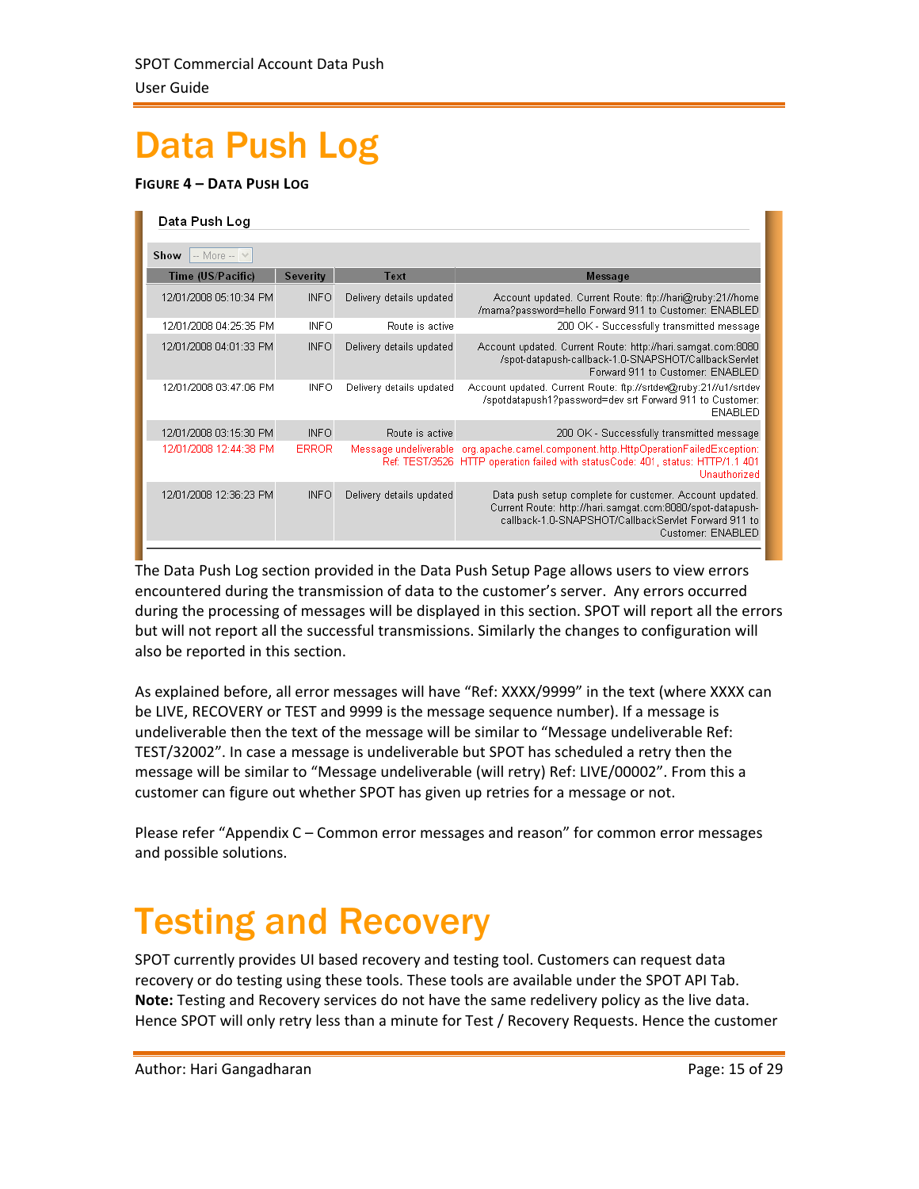# Data Push Log

**FIGURE 4 – DATA PUSH LOG**

Data Push Log

Show -- More --

| Time (US/Pacific) | Severity | Text | Message |
|---|---|---|---|
| 12/01/2008 05:10:34 PM | INFO | Delivery details updated | Account updated. Current Route: ftp://hari@ruby:21//home /mama?password=hello Forward 911 to Customer: ENABLED |
| 12/01/2008 04:25:35 PM | INFO | Route is active | 200 OK - Successfully transmitted message |
| 12/01/2008 04:01:33 PM | INFO | Delivery details updated | Account updated. Current Route: http://hari.samgat.com:8080 /spot-datapush-callback-1.0-SNAPSHOT/CallbackServlet Forward 911 to Customer: ENABLED |
| 12/01/2008 03:47:06 PM | INFO | Delivery details updated | Account updated. Current Route: ftp://srtdev@ruby:21//u1/srtdev /spotdatapush1?password=dev srt Forward 911 to Customer: ENABLED |
| 12/01/2008 03:15:30 PM | INFO | Route is active | 200 OK - Successfully transmitted message |
| 12/01/2008 12:44:38 PM | ERROR | Message undeliverable Ref: TEST/3526 | org.apache.camel.component.http.HttpOperationFailedException: HTTP operation failed with statusCode: 401, status: HTTP/1.1 401 Unauthorized |
| 12/01/2008 12:36:23 PM | INFO | Delivery details updated | Data push setup complete for customer. Account updated. Current Route: http://hari.samgat.com:8080/spot-datapush-callback-1.0-SNAPSHOT/CallbackServlet Forward 911 to Customer: ENABLED |

The Data Push Log section provided in the Data Push Setup Page allows users to view errors encountered during the transmission of data to the customer's server. Any errors occurred during the processing of messages will be displayed in this section. SPOT will report all the errors but will not report all the successful transmissions. Similarly the changes to configuration will also be reported in this section.

As explained before, all error messages will have "Ref: XXXX/9999" in the text (where XXXX can be LIVE, RECOVERY or TEST and 9999 is the message sequence number). If a message is undeliverable then the text of the message will be similar to "Message undeliverable Ref: TEST/32002". In case a message is undeliverable but SPOT has scheduled a retry then the message will be similar to "Message undeliverable (will retry) Ref: LIVE/00002". From this a customer can figure out whether SPOT has given up retries for a message or not.

Please refer "Appendix C – Common error messages and reason" for common error messages and possible solutions.

# Testing and Recovery

SPOT currently provides UI based recovery and testing tool. Customers can request data recovery or do testing using these tools. These tools are available under the SPOT API Tab. **Note:** Testing and Recovery services do not have the same redelivery policy as the live data. Hence SPOT will only retry less than a minute for Test / Recovery Requests. Hence the customer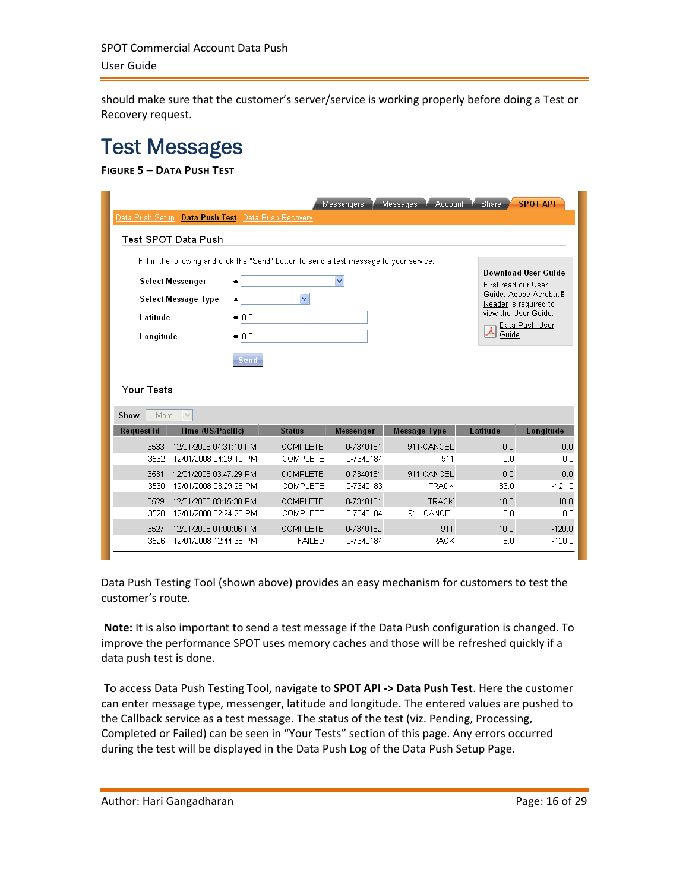should make sure that the customer's server/service is working properly before doing a Test or Recovery request.

# Test Messages

**FIGURE 5 – DATA PUSH TEST**

Messengers | Messages | Account | Share | SPOT API

Data Push Setup | Data Push Test | Data Push Recovery

Test SPOT Data Push

Fill in the following and click the "Send" button to send a test message to your service.

Select Messenger *

Select Message Type *

Latitude * 0.0

Longitude * 0.0

Send

Download User Guide

First read our User Guide. Adobe Acrobat® Reader is required to view the User Guide.

Data Push User Guide

Your Tests

Show -- More --

| Request Id | Time (US/Pacific) | Status | Messenger | Message Type | Latitude | Longitude |
|---|---|---|---|---|---|---|
| 3533 | 12/01/2008 04:31:10 PM | COMPLETE | 0-7340181 | 911-CANCEL | 0.0 | 0.0 |
| 3532 | 12/01/2008 04:29:10 PM | COMPLETE | 0-7340184 | 911 | 0.0 | 0.0 |
| 3531 | 12/01/2008 03:47:29 PM | COMPLETE | 0-7340181 | 911-CANCEL | 0.0 | 0.0 |
| 3530 | 12/01/2008 03:29:28 PM | COMPLETE | 0-7340183 | TRACK | 83.0 | -121.0 |
| 3529 | 12/01/2008 03:15:30 PM | COMPLETE | 0-7340181 | TRACK | 10.0 | 10.0 |
| 3528 | 12/01/2008 02:24:23 PM | COMPLETE | 0-7340184 | 911-CANCEL | 0.0 | 0.0 |
| 3527 | 12/01/2008 01:00:06 PM | COMPLETE | 0-7340182 | 911 | 10.0 | -120.0 |
| 3526 | 12/01/2008 12:44:38 PM | FAILED | 0-7340184 | TRACK | 8.0 | -120.0 |

Data Push Testing Tool (shown above) provides an easy mechanism for customers to test the customer's route.

**Note:** It is also important to send a test message if the Data Push configuration is changed. To improve the performance SPOT uses memory caches and those will be refreshed quickly if a data push test is done.

To access Data Push Testing Tool, navigate to **SPOT API -> Data Push Test**. Here the customer can enter message type, messenger, latitude and longitude. The entered values are pushed to the Callback service as a test message. The status of the test (viz. Pending, Processing, Completed or Failed) can be seen in "Your Tests" section of this page. Any errors occurred during the test will be displayed in the Data Push Log of the Data Push Setup Page.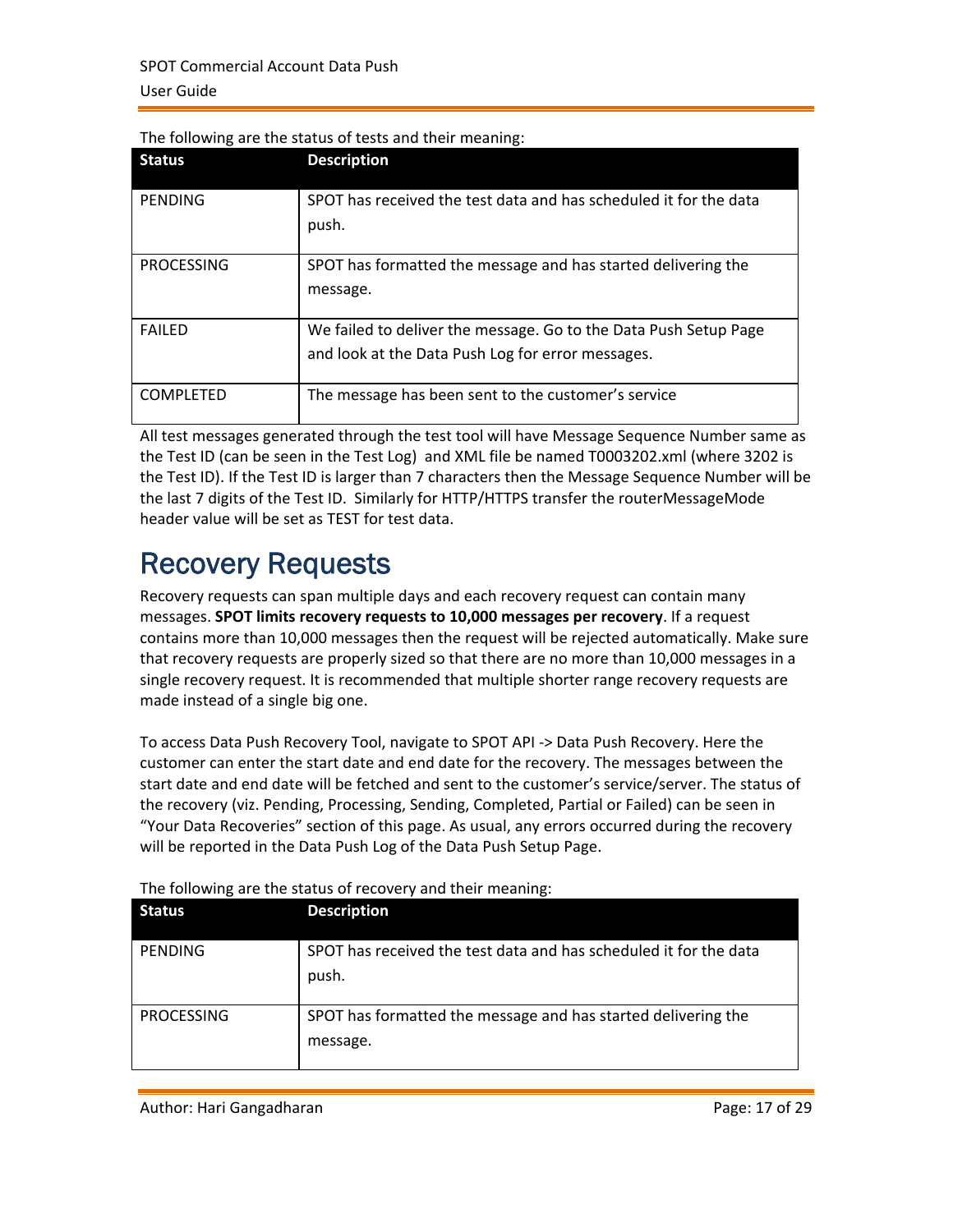The following are the status of tests and their meaning:

| Status | Description |
| --- | --- |
| PENDING | SPOT has received the test data and has scheduled it for the data push. |
| PROCESSING | SPOT has formatted the message and has started delivering the message. |
| FAILED | We failed to deliver the message. Go to the Data Push Setup Page and look at the Data Push Log for error messages. |
| COMPLETED | The message has been sent to the customer's service |

All test messages generated through the test tool will have Message Sequence Number same as the Test ID (can be seen in the Test Log) and XML file be named T0003202.xml (where 3202 is the Test ID). If the Test ID is larger than 7 characters then the Message Sequence Number will be the last 7 digits of the Test ID. Similarly for HTTP/HTTPS transfer the routerMessageMode header value will be set as TEST for test data.

# Recovery Requests

Recovery requests can span multiple days and each recovery request can contain many messages. **SPOT limits recovery requests to 10,000 messages per recovery**. If a request contains more than 10,000 messages then the request will be rejected automatically. Make sure that recovery requests are properly sized so that there are no more than 10,000 messages in a single recovery request. It is recommended that multiple shorter range recovery requests are made instead of a single big one.

To access Data Push Recovery Tool, navigate to SPOT API -> Data Push Recovery. Here the customer can enter the start date and end date for the recovery. The messages between the start date and end date will be fetched and sent to the customer's service/server. The status of the recovery (viz. Pending, Processing, Sending, Completed, Partial or Failed) can be seen in "Your Data Recoveries" section of this page. As usual, any errors occurred during the recovery will be reported in the Data Push Log of the Data Push Setup Page.

The following are the status of recovery and their meaning:

| Status | Description |
| --- | --- |
| PENDING | SPOT has received the test data and has scheduled it for the data push. |
| PROCESSING | SPOT has formatted the message and has started delivering the message. |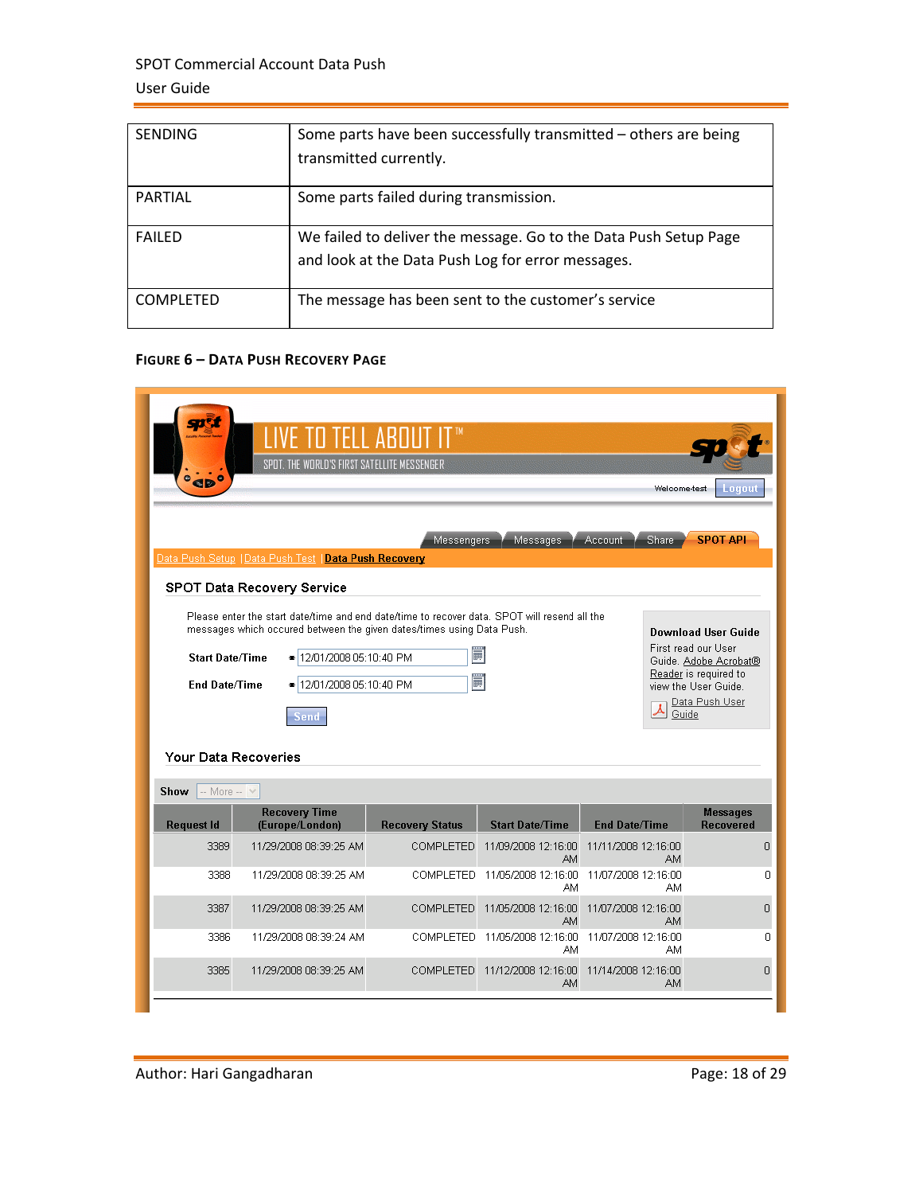| | |
|---|---|
| SENDING | Some parts have been successfully transmitted – others are being transmitted currently. |
| PARTIAL | Some parts failed during transmission. |
| FAILED | We failed to deliver the message. Go to the Data Push Setup Page and look at the Data Push Log for error messages. |
| COMPLETED | The message has been sent to the customer's service |

**FIGURE 6 – DATA PUSH RECOVERY PAGE**

LIVE TO TELL ABOUT IT™

SPOT. THE WORLD'S FIRST SATELLITE MESSENGER

Welcome test Logout

Messengers | Messages | Account | Share | SPOT API

Data Push Setup | Data Push Test | **Data Push Recovery**

SPOT Data Recovery Service

Please enter the start date/time and end date/time to recover data. SPOT will resend all the messages which occured between the given dates/times using Data Push.

Start Date/Time * 12/01/2008 05:10:40 PM

End Date/Time * 12/01/2008 05:10:40 PM

Send

**Download User Guide**

First read our User Guide. Adobe Acrobat® Reader is required to view the User Guide.

Data Push User Guide

Your Data Recoveries

Show -- More --

| Request Id | Recovery Time (Europe/London) | Recovery Status | Start Date/Time | End Date/Time | Messages Recovered |
|---|---|---|---|---|---|
| 3389 | 11/29/2008 08:39:25 AM | COMPLETED | 11/09/2008 12:16:00 AM | 11/11/2008 12:16:00 AM | 0 |
| 3388 | 11/29/2008 08:39:25 AM | COMPLETED | 11/05/2008 12:16:00 AM | 11/07/2008 12:16:00 AM | 0 |
| 3387 | 11/29/2008 08:39:25 AM | COMPLETED | 11/05/2008 12:16:00 AM | 11/07/2008 12:16:00 AM | 0 |
| 3386 | 11/29/2008 08:39:24 AM | COMPLETED | 11/05/2008 12:16:00 AM | 11/07/2008 12:16:00 AM | 0 |
| 3385 | 11/29/2008 08:39:25 AM | COMPLETED | 11/12/2008 12:16:00 AM | 11/14/2008 12:16:00 AM | 0 |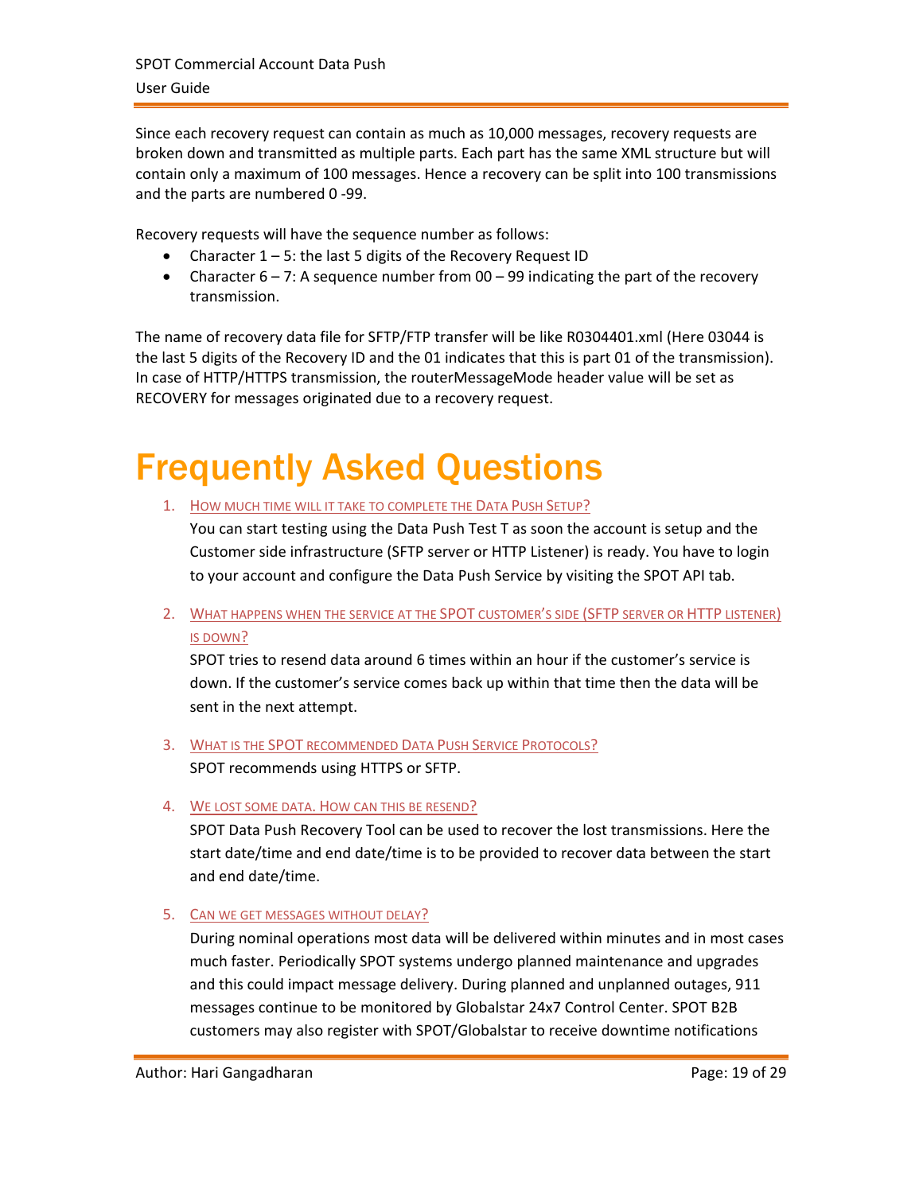Since each recovery request can contain as much as 10,000 messages, recovery requests are broken down and transmitted as multiple parts. Each part has the same XML structure but will contain only a maximum of 100 messages. Hence a recovery can be split into 100 transmissions and the parts are numbered 0 -99.

Recovery requests will have the sequence number as follows:

- Character 1 – 5: the last 5 digits of the Recovery Request ID
- Character 6 – 7: A sequence number from 00 – 99 indicating the part of the recovery transmission.

The name of recovery data file for SFTP/FTP transfer will be like R0304401.xml (Here 03044 is the last 5 digits of the Recovery ID and the 01 indicates that this is part 01 of the transmission). In case of HTTP/HTTPS transmission, the routerMessageMode header value will be set as RECOVERY for messages originated due to a recovery request.

# Frequently Asked Questions

1. HOW MUCH TIME WILL IT TAKE TO COMPLETE THE DATA PUSH SETUP?

   You can start testing using the Data Push Test T as soon the account is setup and the Customer side infrastructure (SFTP server or HTTP Listener) is ready. You have to login to your account and configure the Data Push Service by visiting the SPOT API tab.

2. WHAT HAPPENS WHEN THE SERVICE AT THE SPOT CUSTOMER'S SIDE (SFTP SERVER OR HTTP LISTENER) IS DOWN?

   SPOT tries to resend data around 6 times within an hour if the customer's service is down. If the customer's service comes back up within that time then the data will be sent in the next attempt.

3. WHAT IS THE SPOT RECOMMENDED DATA PUSH SERVICE PROTOCOLS?

   SPOT recommends using HTTPS or SFTP.

4. WE LOST SOME DATA. HOW CAN THIS BE RESEND?

   SPOT Data Push Recovery Tool can be used to recover the lost transmissions. Here the start date/time and end date/time is to be provided to recover data between the start and end date/time.

5. CAN WE GET MESSAGES WITHOUT DELAY?

   During nominal operations most data will be delivered within minutes and in most cases much faster. Periodically SPOT systems undergo planned maintenance and upgrades and this could impact message delivery. During planned and unplanned outages, 911 messages continue to be monitored by Globalstar 24x7 Control Center. SPOT B2B customers may also register with SPOT/Globalstar to receive downtime notifications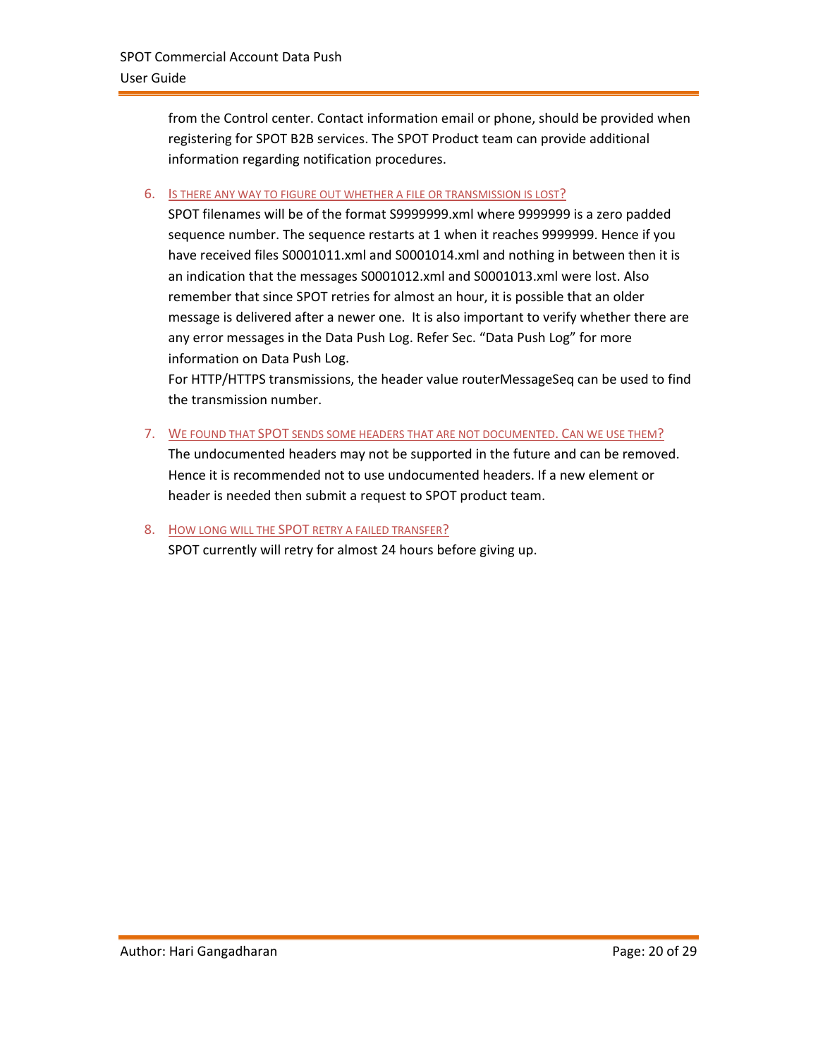from the Control center. Contact information email or phone, should be provided when registering for SPOT B2B services. The SPOT Product team can provide additional information regarding notification procedures.

6. IS THERE ANY WAY TO FIGURE OUT WHETHER A FILE OR TRANSMISSION IS LOST?
   SPOT filenames will be of the format S9999999.xml where 9999999 is a zero padded sequence number. The sequence restarts at 1 when it reaches 9999999. Hence if you have received files S0001011.xml and S0001014.xml and nothing in between then it is an indication that the messages S0001012.xml and S0001013.xml were lost. Also remember that since SPOT retries for almost an hour, it is possible that an older message is delivered after a newer one. It is also important to verify whether there are any error messages in the Data Push Log. Refer Sec. “Data Push Log” for more information on Data Push Log.
   For HTTP/HTTPS transmissions, the header value routerMessageSeq can be used to find the transmission number.

7. WE FOUND THAT SPOT SENDS SOME HEADERS THAT ARE NOT DOCUMENTED. CAN WE USE THEM?
   The undocumented headers may not be supported in the future and can be removed. Hence it is recommended not to use undocumented headers. If a new element or header is needed then submit a request to SPOT product team.

8. HOW LONG WILL THE SPOT RETRY A FAILED TRANSFER?
   SPOT currently will retry for almost 24 hours before giving up.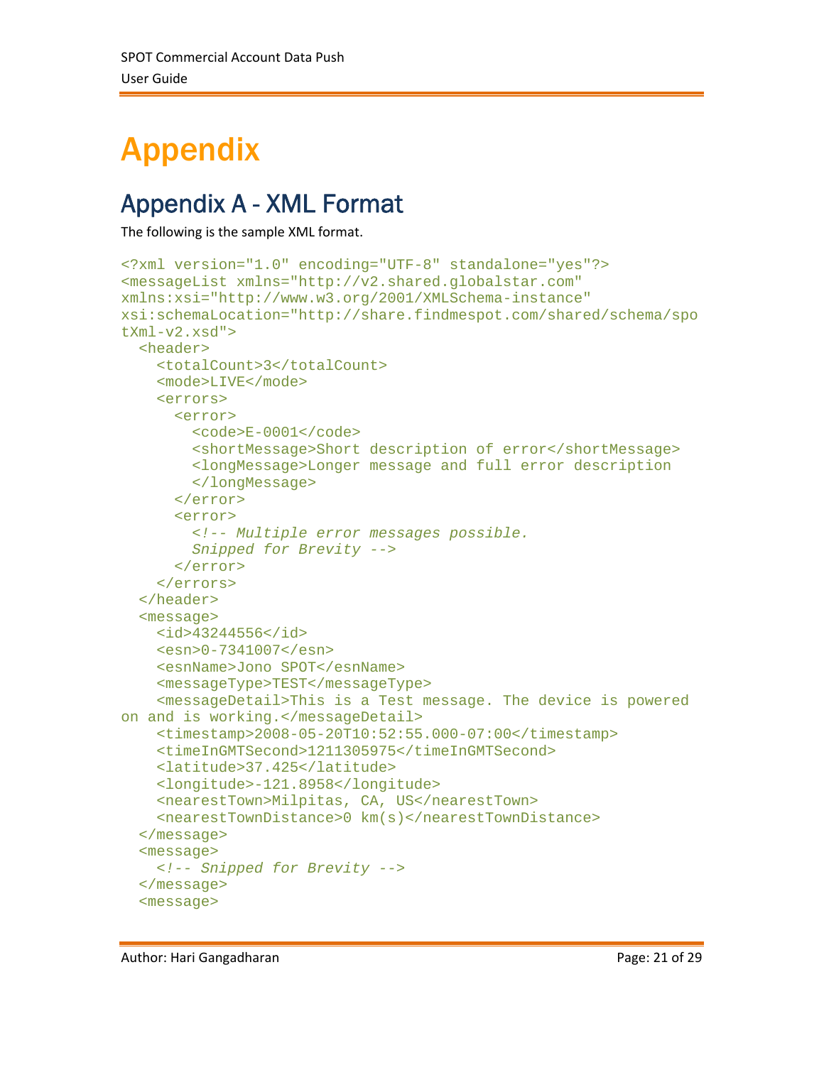# Appendix

## Appendix A - XML Format

The following is the sample XML format.

```
<?xml version="1.0" encoding="UTF-8" standalone="yes"?>
<messageList xmlns="http://v2.shared.globalstar.com"
xmlns:xsi="http://www.w3.org/2001/XMLSchema-instance"
xsi:schemaLocation="http://share.findmespot.com/shared/schema/spo
tXml-v2.xsd">
  <header>
    <totalCount>3</totalCount>
    <mode>LIVE</mode>
    <errors>
      <error>
        <code>E-0001</code>
        <shortMessage>Short description of error</shortMessage>
        <longMessage>Longer message and full error description
        </longMessage>
      </error>
      <error>
        <!-- Multiple error messages possible.
        Snipped for Brevity -->
      </error>
    </errors>
  </header>
  <message>
    <id>43244556</id>
    <esn>0-7341007</esn>
    <esnName>Jono SPOT</esnName>
    <messageType>TEST</messageType>
    <messageDetail>This is a Test message. The device is powered
on and is working.</messageDetail>
    <timestamp>2008-05-20T10:52:55.000-07:00</timestamp>
    <timeInGMTSecond>1211305975</timeInGMTSecond>
    <latitude>37.425</latitude>
    <longitude>-121.8958</longitude>
    <nearestTown>Milpitas, CA, US</nearestTown>
    <nearestTownDistance>0 km(s)</nearestTownDistance>
  </message>
  <message>
    <!-- Snipped for Brevity -->
  </message>
  <message>
```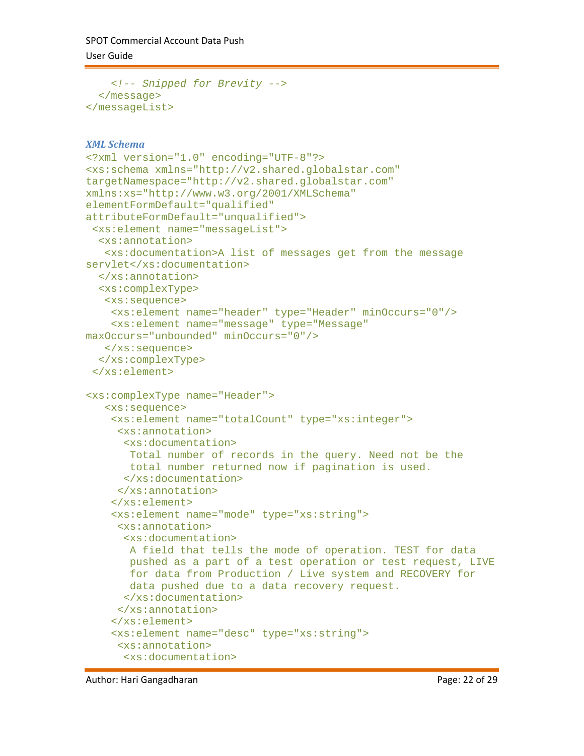```
    <!-- Snipped for Brevity -->
  </message>
</messageList>
```

### *XML Schema*

```
<?xml version="1.0" encoding="UTF-8"?>
<xs:schema xmlns="http://v2.shared.globalstar.com"
targetNamespace="http://v2.shared.globalstar.com"
xmlns:xs="http://www.w3.org/2001/XMLSchema"
elementFormDefault="qualified"
attributeFormDefault="unqualified">
 <xs:element name="messageList">
  <xs:annotation>
   <xs:documentation>A list of messages get from the message
servlet</xs:documentation>
  </xs:annotation>
  <xs:complexType>
   <xs:sequence>
    <xs:element name="header" type="Header" minOccurs="0"/>
    <xs:element name="message" type="Message"
maxOccurs="unbounded" minOccurs="0"/>
   </xs:sequence>
  </xs:complexType>
 </xs:element>

<xs:complexType name="Header">
   <xs:sequence>
    <xs:element name="totalCount" type="xs:integer">
     <xs:annotation>
      <xs:documentation>
       Total number of records in the query. Need not be the
       total number returned now if pagination is used.
      </xs:documentation>
     </xs:annotation>
    </xs:element>
    <xs:element name="mode" type="xs:string">
     <xs:annotation>
      <xs:documentation>
       A field that tells the mode of operation. TEST for data
       pushed as a part of a test operation or test request, LIVE
       for data from Production / Live system and RECOVERY for
       data pushed due to a data recovery request.
      </xs:documentation>
     </xs:annotation>
    </xs:element>
    <xs:element name="desc" type="xs:string">
     <xs:annotation>
      <xs:documentation>
```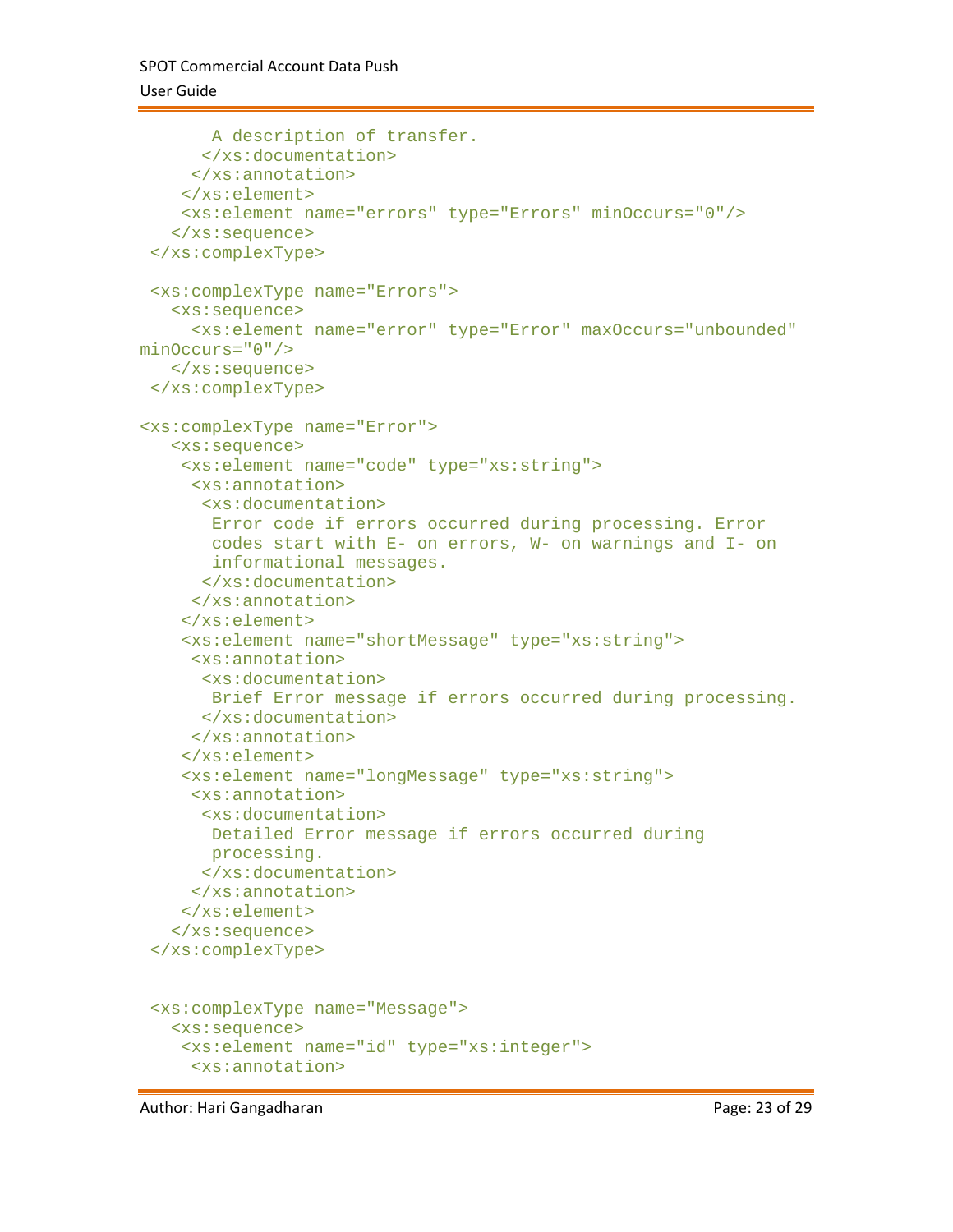```
       A description of transfer.
      </xs:documentation>
     </xs:annotation>
    </xs:element>
    <xs:element name="errors" type="Errors" minOccurs="0"/>
   </xs:sequence>
 </xs:complexType>

 <xs:complexType name="Errors">
   <xs:sequence>
     <xs:element name="error" type="Error" maxOccurs="unbounded"
minOccurs="0"/>
   </xs:sequence>
 </xs:complexType>

<xs:complexType name="Error">
   <xs:sequence>
    <xs:element name="code" type="xs:string">
     <xs:annotation>
      <xs:documentation>
       Error code if errors occurred during processing. Error
       codes start with E- on errors, W- on warnings and I- on
       informational messages.
      </xs:documentation>
     </xs:annotation>
    </xs:element>
    <xs:element name="shortMessage" type="xs:string">
     <xs:annotation>
      <xs:documentation>
       Brief Error message if errors occurred during processing.
      </xs:documentation>
     </xs:annotation>
    </xs:element>
    <xs:element name="longMessage" type="xs:string">
     <xs:annotation>
      <xs:documentation>
       Detailed Error message if errors occurred during
       processing.
      </xs:documentation>
     </xs:annotation>
    </xs:element>
   </xs:sequence>
 </xs:complexType>


 <xs:complexType name="Message">
   <xs:sequence>
    <xs:element name="id" type="xs:integer">
     <xs:annotation>
```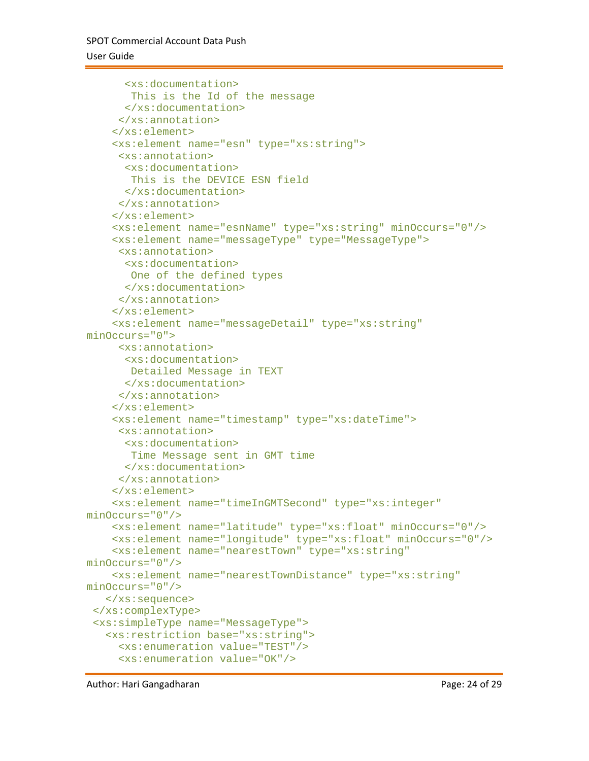```
      <xs:documentation>
       This is the Id of the message
      </xs:documentation>
     </xs:annotation>
    </xs:element>
    <xs:element name="esn" type="xs:string">
     <xs:annotation>
      <xs:documentation>
       This is the DEVICE ESN field
      </xs:documentation>
     </xs:annotation>
    </xs:element>
    <xs:element name="esnName" type="xs:string" minOccurs="0"/>
    <xs:element name="messageType" type="MessageType">
     <xs:annotation>
      <xs:documentation>
       One of the defined types
      </xs:documentation>
     </xs:annotation>
    </xs:element>
    <xs:element name="messageDetail" type="xs:string"
minOccurs="0">
     <xs:annotation>
      <xs:documentation>
       Detailed Message in TEXT
      </xs:documentation>
     </xs:annotation>
    </xs:element>
    <xs:element name="timestamp" type="xs:dateTime">
     <xs:annotation>
      <xs:documentation>
       Time Message sent in GMT time
      </xs:documentation>
     </xs:annotation>
    </xs:element>
    <xs:element name="timeInGMTSecond" type="xs:integer"
minOccurs="0"/>
    <xs:element name="latitude" type="xs:float" minOccurs="0"/>
    <xs:element name="longitude" type="xs:float" minOccurs="0"/>
    <xs:element name="nearestTown" type="xs:string"
minOccurs="0"/>
    <xs:element name="nearestTownDistance" type="xs:string"
minOccurs="0"/>
   </xs:sequence>
 </xs:complexType>
 <xs:simpleType name="MessageType">
   <xs:restriction base="xs:string">
     <xs:enumeration value="TEST"/>
     <xs:enumeration value="OK"/>
```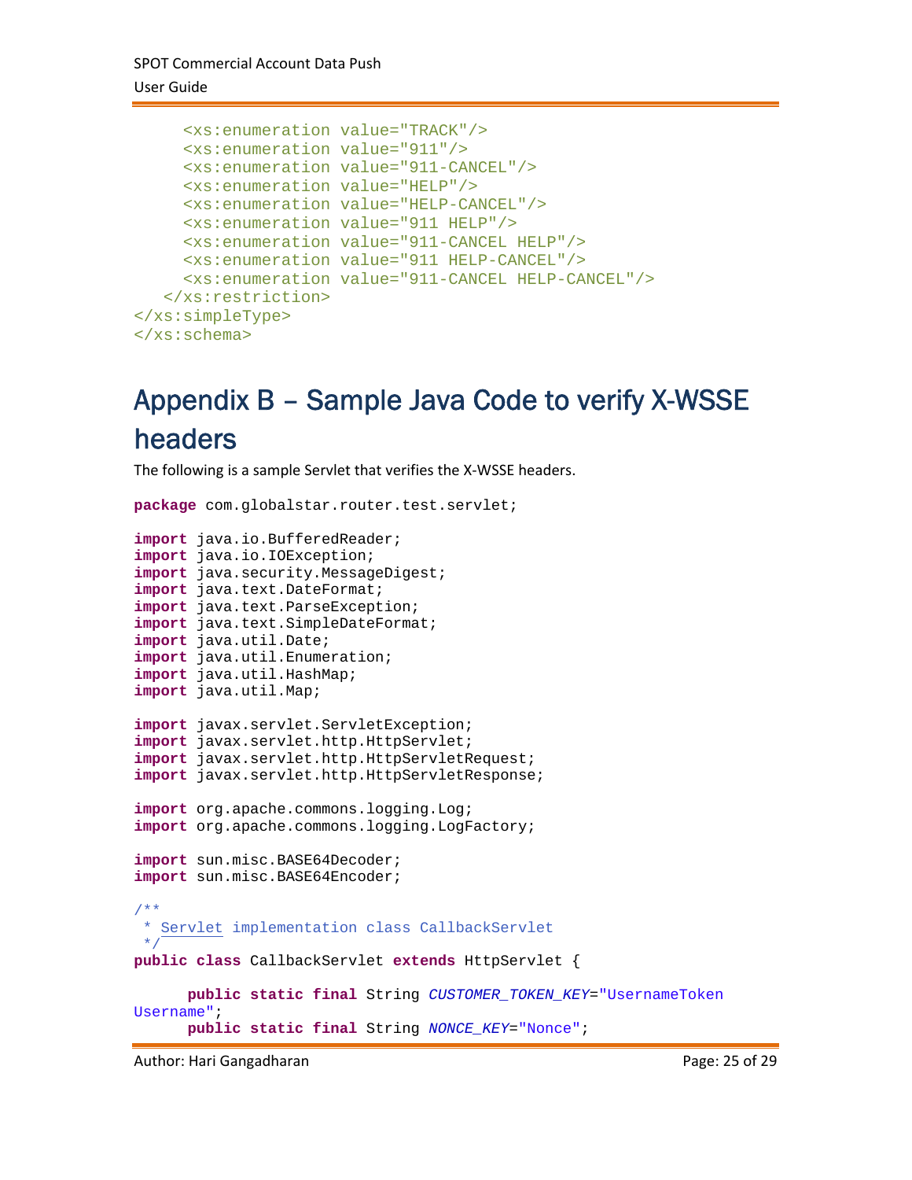```
      <xs:enumeration value="TRACK"/>
      <xs:enumeration value="911"/>
      <xs:enumeration value="911-CANCEL"/>
      <xs:enumeration value="HELP"/>
      <xs:enumeration value="HELP-CANCEL"/>
      <xs:enumeration value="911 HELP"/>
      <xs:enumeration value="911-CANCEL HELP"/>
      <xs:enumeration value="911 HELP-CANCEL"/>
      <xs:enumeration value="911-CANCEL HELP-CANCEL"/>
   </xs:restriction>
</xs:simpleType>
</xs:schema>
```

# Appendix B – Sample Java Code to verify X-WSSE headers

The following is a sample Servlet that verifies the X-WSSE headers.

```java
package com.globalstar.router.test.servlet;

import java.io.BufferedReader;
import java.io.IOException;
import java.security.MessageDigest;
import java.text.DateFormat;
import java.text.ParseException;
import java.text.SimpleDateFormat;
import java.util.Date;
import java.util.Enumeration;
import java.util.HashMap;
import java.util.Map;

import javax.servlet.ServletException;
import javax.servlet.http.HttpServlet;
import javax.servlet.http.HttpServletRequest;
import javax.servlet.http.HttpServletResponse;

import org.apache.commons.logging.Log;
import org.apache.commons.logging.LogFactory;

import sun.misc.BASE64Decoder;
import sun.misc.BASE64Encoder;

/**
 * Servlet implementation class CallbackServlet
 */
public class CallbackServlet extends HttpServlet {

      public static final String CUSTOMER_TOKEN_KEY="UsernameToken
Username";
      public static final String NONCE_KEY="Nonce";
```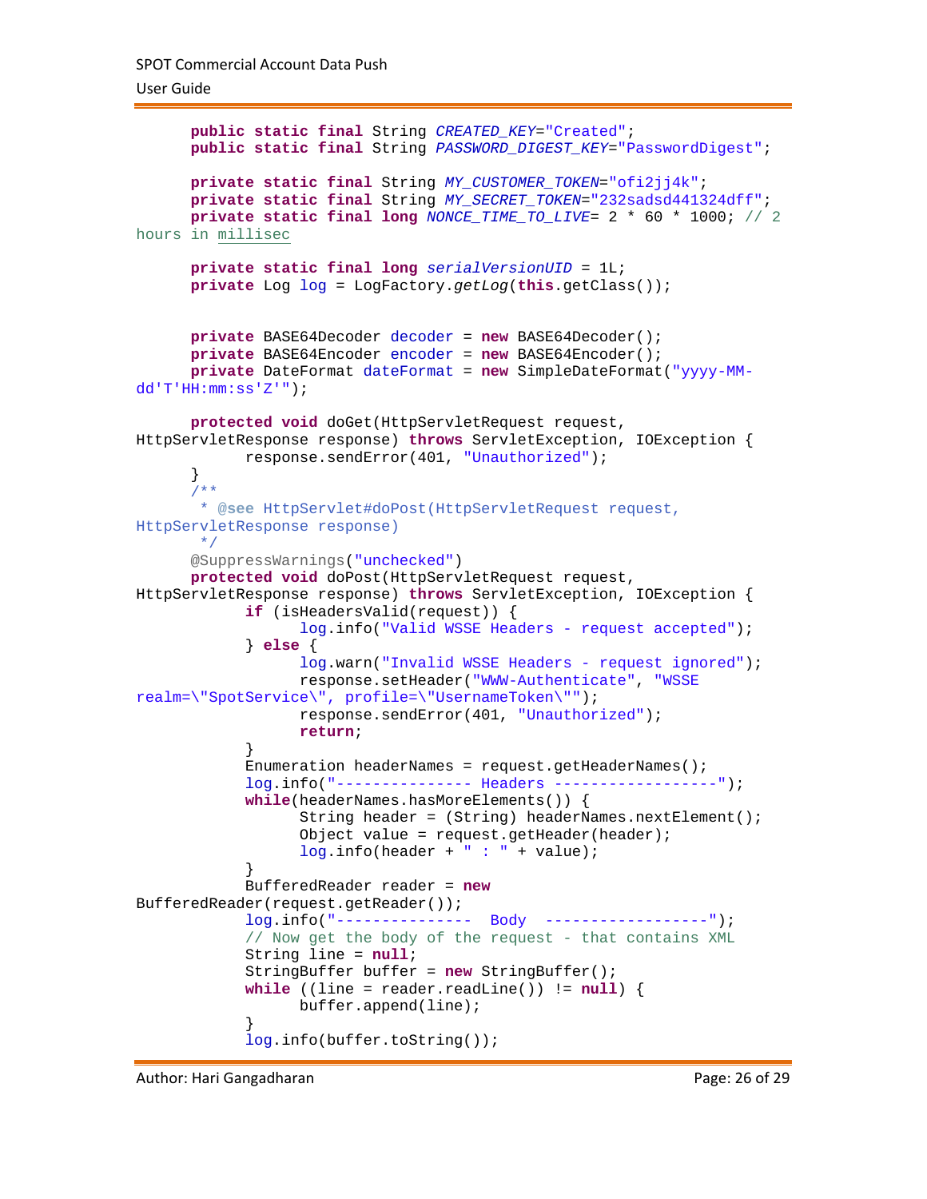```java
	public static final String CREATED_KEY="Created";
	public static final String PASSWORD_DIGEST_KEY="PasswordDigest";

	private static final String MY_CUSTOMER_TOKEN="ofi2jj4k";
	private static final String MY_SECRET_TOKEN="232sadsd441324dff";
	private static final long NONCE_TIME_TO_LIVE= 2 * 60 * 1000; // 2
hours in millisec

	private static final long serialVersionUID = 1L;
	private Log log = LogFactory.getLog(this.getClass());


	private BASE64Decoder decoder = new BASE64Decoder();
	private BASE64Encoder encoder = new BASE64Encoder();
	private DateFormat dateFormat = new SimpleDateFormat("yyyy-MM-
dd'T'HH:mm:ss'Z'");

	protected void doGet(HttpServletRequest request,
HttpServletResponse response) throws ServletException, IOException {
		response.sendError(401, "Unauthorized");
	}
	/**
	 * @see HttpServlet#doPost(HttpServletRequest request,
HttpServletResponse response)
	 */
	@SuppressWarnings("unchecked")
	protected void doPost(HttpServletRequest request,
HttpServletResponse response) throws ServletException, IOException {
		if (isHeadersValid(request)) {
			log.info("Valid WSSE Headers - request accepted");
		} else {
			log.warn("Invalid WSSE Headers - request ignored");
			response.setHeader("WWW-Authenticate", "WSSE
realm=\"SpotService\", profile=\"UsernameToken\"");
			response.sendError(401, "Unauthorized");
			return;
		}
		Enumeration headerNames = request.getHeaderNames();
		log.info("--------------- Headers ------------------");
		while(headerNames.hasMoreElements()) {
			String header = (String) headerNames.nextElement();
			Object value = request.getHeader(header);
			log.info(header + " : " + value);
		}
		BufferedReader reader = new
BufferedReader(request.getReader());
		log.info("---------------  Body  ------------------");
		// Now get the body of the request - that contains XML
		String line = null;
		StringBuffer buffer = new StringBuffer();
		while ((line = reader.readLine()) != null) {
			buffer.append(line);
		}
		log.info(buffer.toString());
```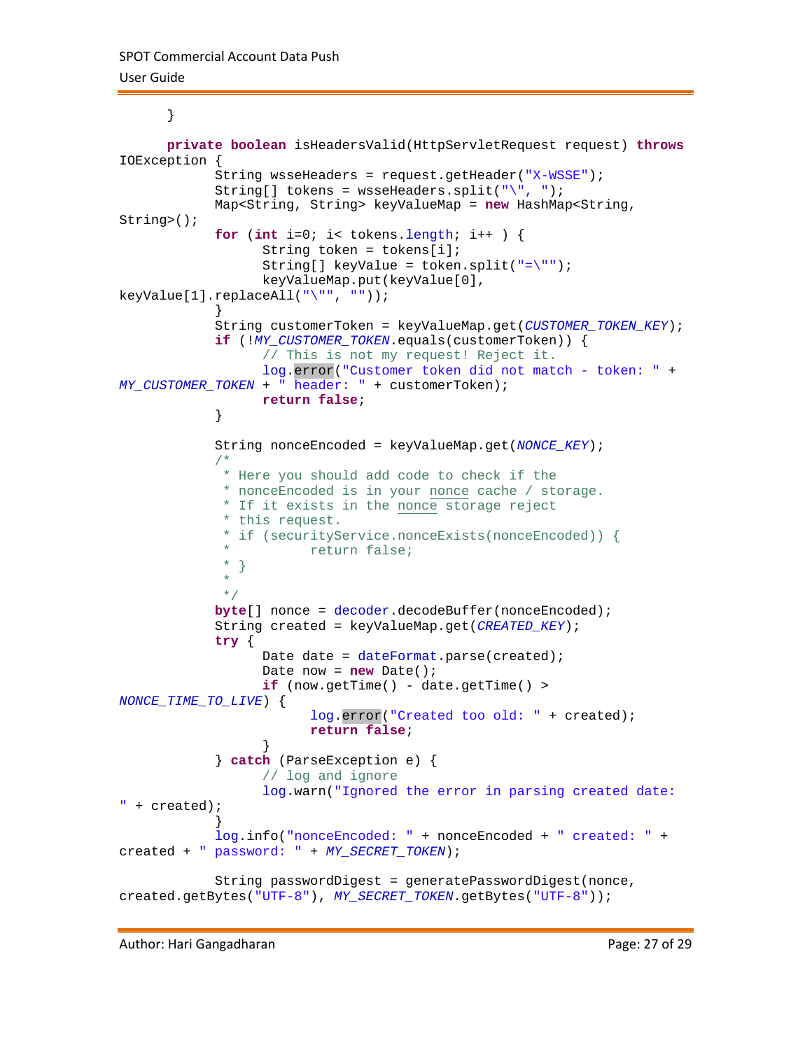```java
	}

	private boolean isHeadersValid(HttpServletRequest request) throws IOException {
		String wsseHeaders = request.getHeader("X-WSSE");
		String[] tokens = wsseHeaders.split("\", ");
		Map<String, String> keyValueMap = new HashMap<String, String>();
		for (int i=0; i< tokens.length; i++ ) {
			String token = tokens[i];
			String[] keyValue = token.split("=\"");
			keyValueMap.put(keyValue[0], keyValue[1].replaceAll("\"", ""));
		}
		String customerToken = keyValueMap.get(CUSTOMER_TOKEN_KEY);
		if (!MY_CUSTOMER_TOKEN.equals(customerToken)) {
			// This is not my request! Reject it.
			log.error("Customer token did not match - token: " + MY_CUSTOMER_TOKEN + " header: " + customerToken);
			return false;
		}

		String nonceEncoded = keyValueMap.get(NONCE_KEY);
		/*
		 * Here you should add code to check if the
		 * nonceEncoded is in your nonce cache / storage.
		 * If it exists in the nonce storage reject
		 * this request.
		 * if (securityService.nonceExists(nonceEncoded)) {
		 *		return false;
		 * }
		 *
		 */
		byte[] nonce = decoder.decodeBuffer(nonceEncoded);
		String created = keyValueMap.get(CREATED_KEY);
		try {
			Date date = dateFormat.parse(created);
			Date now = new Date();
			if (now.getTime() - date.getTime() > NONCE_TIME_TO_LIVE) {
				log.error("Created too old: " + created);
				return false;
			}
		} catch (ParseException e) {
			// log and ignore
			log.warn("Ignored the error in parsing created date: " + created);
		}
		log.info("nonceEncoded: " + nonceEncoded + " created: " + created + " password: " + MY_SECRET_TOKEN);

		String passwordDigest = generatePasswordDigest(nonce, created.getBytes("UTF-8"), MY_SECRET_TOKEN.getBytes("UTF-8"));
```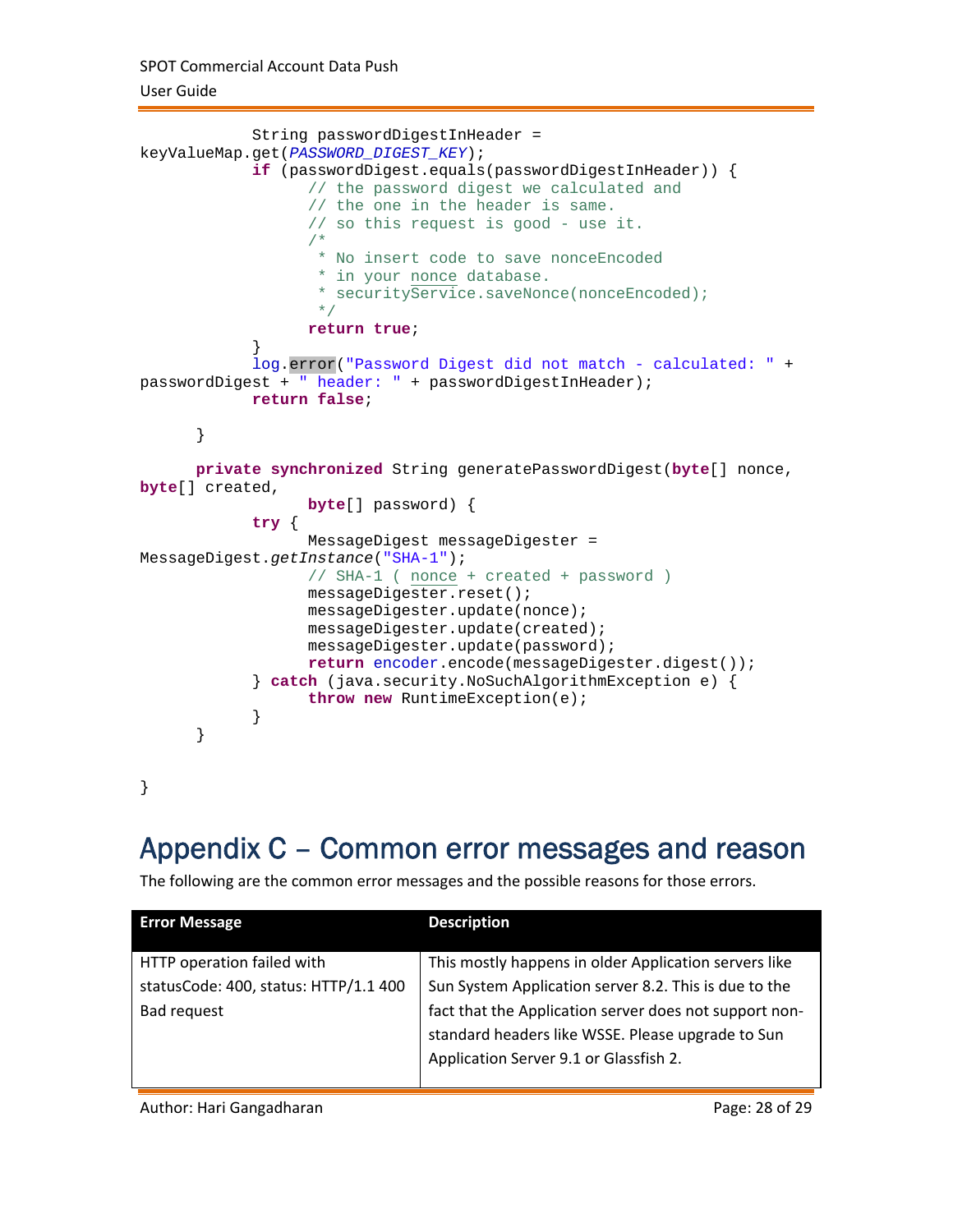```
            String passwordDigestInHeader = 
keyValueMap.get(PASSWORD_DIGEST_KEY);
            if (passwordDigest.equals(passwordDigestInHeader)) {
                  // the password digest we calculated and
                  // the one in the header is same.
                  // so this request is good - use it.
                  /*
                   * No insert code to save nonceEncoded
                   * in your nonce database.
                   * securityService.saveNonce(nonceEncoded);
                   */
                  return true;
            }
            log.error("Password Digest did not match - calculated: " + 
passwordDigest + " header: " + passwordDigestInHeader);
            return false;

      }

      private synchronized String generatePasswordDigest(byte[] nonce, 
byte[] created,
                  byte[] password) {
            try {
                  MessageDigest messageDigester = 
MessageDigest.getInstance("SHA-1");
                  // SHA-1 ( nonce + created + password )
                  messageDigester.reset();
                  messageDigester.update(nonce);
                  messageDigester.update(created);
                  messageDigester.update(password);
                  return encoder.encode(messageDigester.digest());
            } catch (java.security.NoSuchAlgorithmException e) {
                  throw new RuntimeException(e);
            }
      }


}
```

# Appendix C – Common error messages and reason

The following are the common error messages and the possible reasons for those errors.

| Error Message | Description |
|---|---|
| HTTP operation failed with statusCode: 400, status: HTTP/1.1 400 Bad request | This mostly happens in older Application servers like Sun System Application server 8.2. This is due to the fact that the Application server does not support non-standard headers like WSSE. Please upgrade to Sun Application Server 9.1 or Glassfish 2. |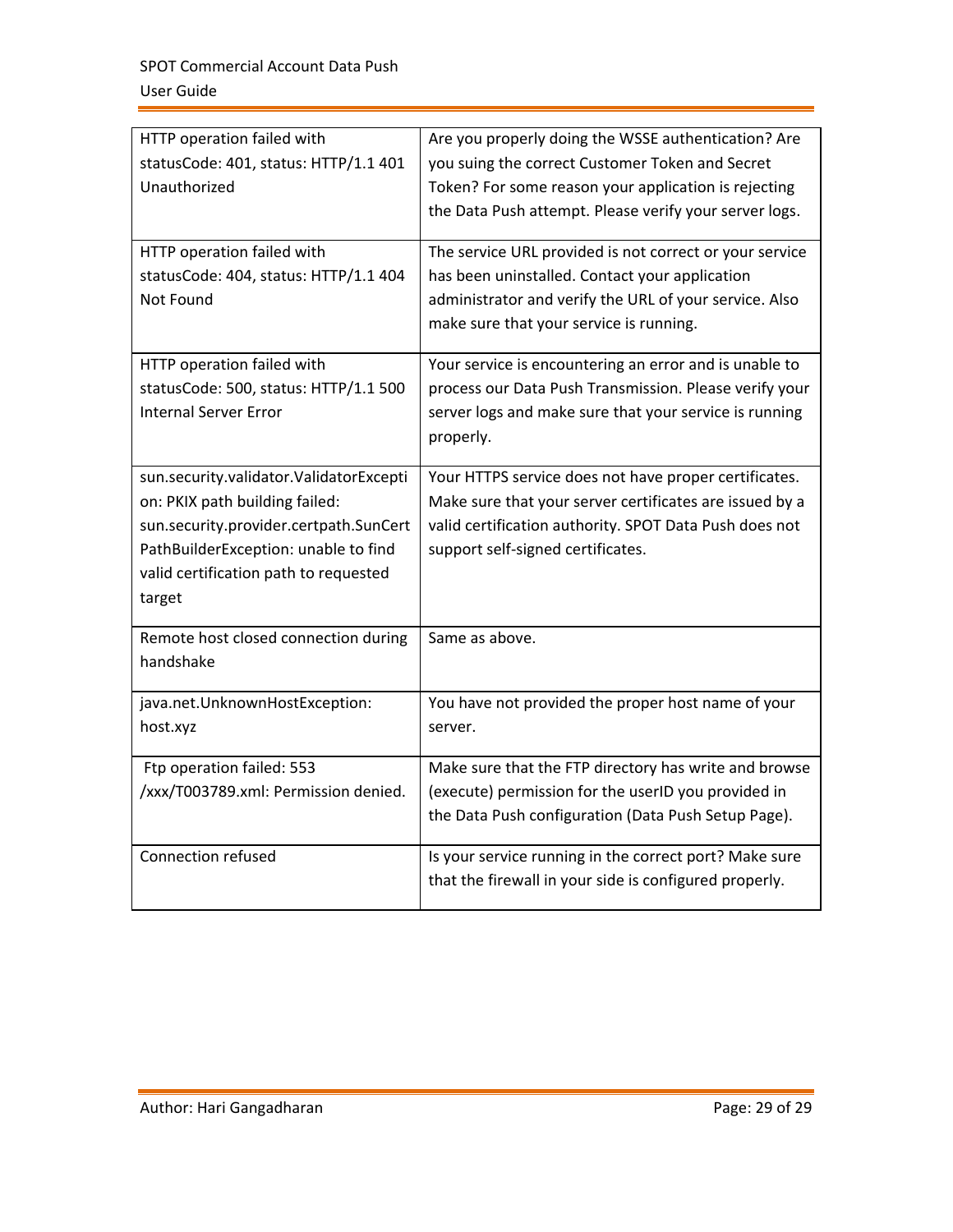| | |
|---|---|
| HTTP operation failed with statusCode: 401, status: HTTP/1.1 401 Unauthorized | Are you properly doing the WSSE authentication? Are you suing the correct Customer Token and Secret Token? For some reason your application is rejecting the Data Push attempt. Please verify your server logs. |
| HTTP operation failed with statusCode: 404, status: HTTP/1.1 404 Not Found | The service URL provided is not correct or your service has been uninstalled. Contact your application administrator and verify the URL of your service. Also make sure that your service is running. |
| HTTP operation failed with statusCode: 500, status: HTTP/1.1 500 Internal Server Error | Your service is encountering an error and is unable to process our Data Push Transmission. Please verify your server logs and make sure that your service is running properly. |
| sun.security.validator.ValidatorException: PKIX path building failed: sun.security.provider.certpath.SunCertPathBuilderException: unable to find valid certification path to requested target | Your HTTPS service does not have proper certificates. Make sure that your server certificates are issued by a valid certification authority. SPOT Data Push does not support self-signed certificates. |
| Remote host closed connection during handshake | Same as above. |
| java.net.UnknownHostException: host.xyz | You have not provided the proper host name of your server. |
| Ftp operation failed: 553 /xxx/T003789.xml: Permission denied. | Make sure that the FTP directory has write and browse (execute) permission for the userID you provided in the Data Push configuration (Data Push Setup Page). |
| Connection refused | Is your service running in the correct port? Make sure that the firewall in your side is configured properly. |